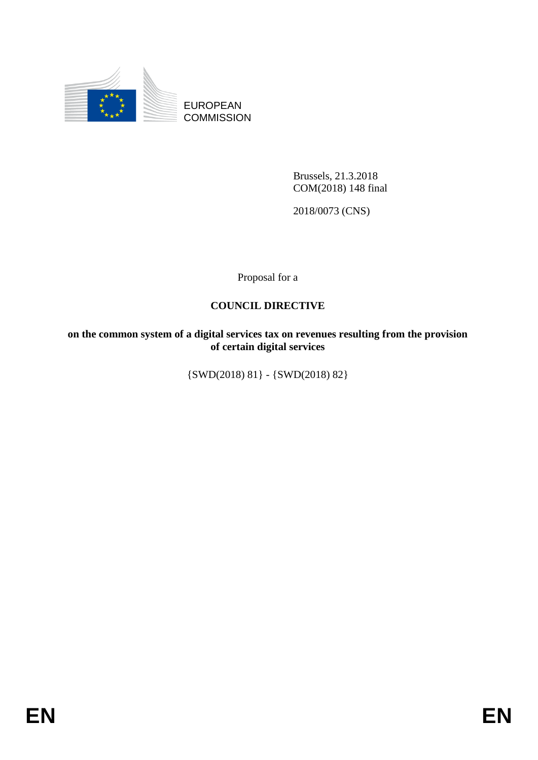EUROPEAN COMMISSION

Brussels, 21.3.2018
COM(2018) 148 final

2018/0073 (CNS)

Proposal for a

# COUNCIL DIRECTIVE

**on the common system of a digital services tax on revenues resulting from the provision of certain digital services**

{SWD(2018) 81} - {SWD(2018) 82}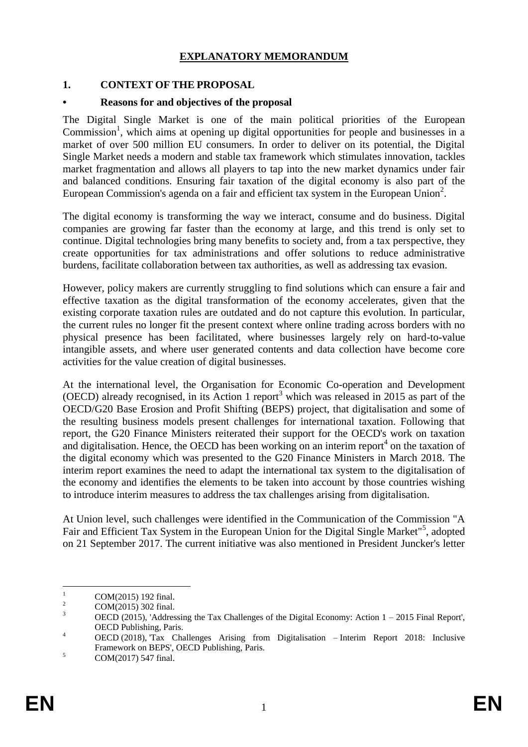# EXPLANATORY MEMORANDUM

## 1. CONTEXT OF THE PROPOSAL

### • Reasons for and objectives of the proposal

The Digital Single Market is one of the main political priorities of the European Commission[1], which aims at opening up digital opportunities for people and businesses in a market of over 500 million EU consumers. In order to deliver on its potential, the Digital Single Market needs a modern and stable tax framework which stimulates innovation, tackles market fragmentation and allows all players to tap into the new market dynamics under fair and balanced conditions. Ensuring fair taxation of the digital economy is also part of the European Commission's agenda on a fair and efficient tax system in the European Union[2].

The digital economy is transforming the way we interact, consume and do business. Digital companies are growing far faster than the economy at large, and this trend is only set to continue. Digital technologies bring many benefits to society and, from a tax perspective, they create opportunities for tax administrations and offer solutions to reduce administrative burdens, facilitate collaboration between tax authorities, as well as addressing tax evasion.

However, policy makers are currently struggling to find solutions which can ensure a fair and effective taxation as the digital transformation of the economy accelerates, given that the existing corporate taxation rules are outdated and do not capture this evolution. In particular, the current rules no longer fit the present context where online trading across borders with no physical presence has been facilitated, where businesses largely rely on hard-to-value intangible assets, and where user generated contents and data collection have become core activities for the value creation of digital businesses.

At the international level, the Organisation for Economic Co-operation and Development (OECD) already recognised, in its Action 1 report[3] which was released in 2015 as part of the OECD/G20 Base Erosion and Profit Shifting (BEPS) project, that digitalisation and some of the resulting business models present challenges for international taxation. Following that report, the G20 Finance Ministers reiterated their support for the OECD's work on taxation and digitalisation. Hence, the OECD has been working on an interim report[4] on the taxation of the digital economy which was presented to the G20 Finance Ministers in March 2018. The interim report examines the need to adapt the international tax system to the digitalisation of the economy and identifies the elements to be taken into account by those countries wishing to introduce interim measures to address the tax challenges arising from digitalisation.

At Union level, such challenges were identified in the Communication of the Commission "A Fair and Efficient Tax System in the European Union for the Digital Single Market"[5], adopted on 21 September 2017. The current initiative was also mentioned in President Juncker's letter

---

[1] COM(2015) 192 final.

[2] COM(2015) 302 final.

[3] OECD (2015), 'Addressing the Tax Challenges of the Digital Economy: Action 1 – 2015 Final Report', OECD Publishing, Paris.

[4] OECD (2018), 'Tax Challenges Arising from Digitalisation – Interim Report 2018: Inclusive Framework on BEPS', OECD Publishing, Paris.

[5] COM(2017) 547 final.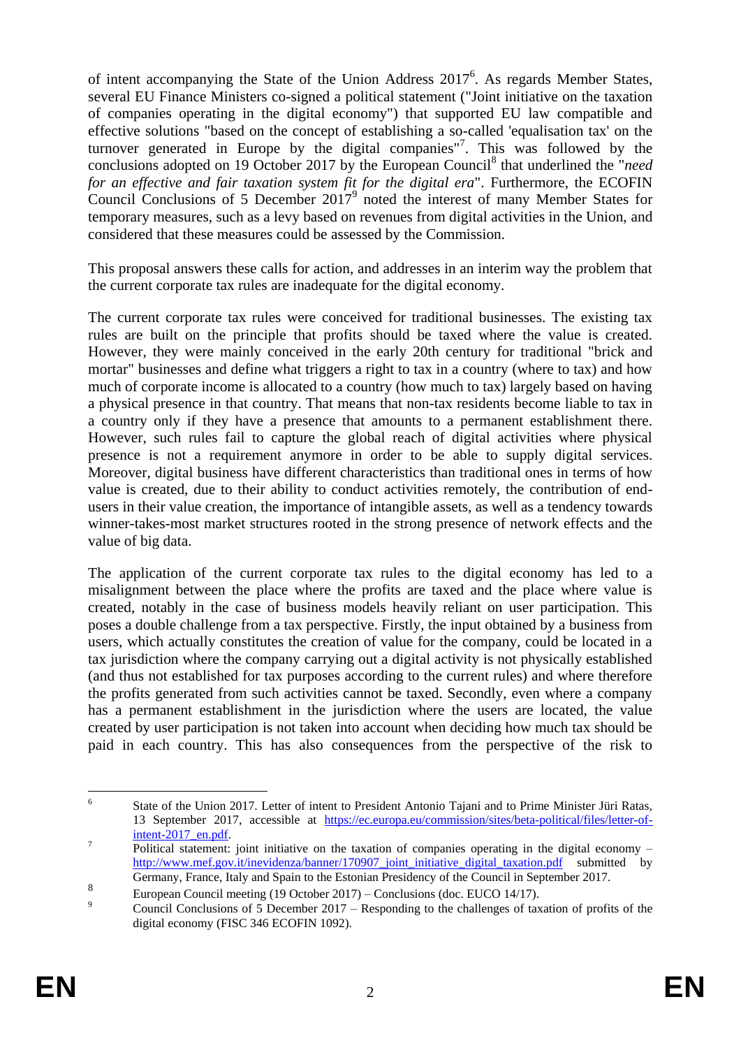of intent accompanying the State of the Union Address 2017[6]. As regards Member States, several EU Finance Ministers co-signed a political statement ("Joint initiative on the taxation of companies operating in the digital economy") that supported EU law compatible and effective solutions "based on the concept of establishing a so-called 'equalisation tax' on the turnover generated in Europe by the digital companies"[7]. This was followed by the conclusions adopted on 19 October 2017 by the European Council[8] that underlined the "*need for an effective and fair taxation system fit for the digital era*". Furthermore, the ECOFIN Council Conclusions of 5 December 2017[9] noted the interest of many Member States for temporary measures, such as a levy based on revenues from digital activities in the Union, and considered that these measures could be assessed by the Commission.

This proposal answers these calls for action, and addresses in an interim way the problem that the current corporate tax rules are inadequate for the digital economy.

The current corporate tax rules were conceived for traditional businesses. The existing tax rules are built on the principle that profits should be taxed where the value is created. However, they were mainly conceived in the early 20th century for traditional "brick and mortar" businesses and define what triggers a right to tax in a country (where to tax) and how much of corporate income is allocated to a country (how much to tax) largely based on having a physical presence in that country. That means that non-tax residents become liable to tax in a country only if they have a presence that amounts to a permanent establishment there. However, such rules fail to capture the global reach of digital activities where physical presence is not a requirement anymore in order to be able to supply digital services. Moreover, digital business have different characteristics than traditional ones in terms of how value is created, due to their ability to conduct activities remotely, the contribution of end-users in their value creation, the importance of intangible assets, as well as a tendency towards winner-takes-most market structures rooted in the strong presence of network effects and the value of big data.

The application of the current corporate tax rules to the digital economy has led to a misalignment between the place where the profits are taxed and the place where value is created, notably in the case of business models heavily reliant on user participation. This poses a double challenge from a tax perspective. Firstly, the input obtained by a business from users, which actually constitutes the creation of value for the company, could be located in a tax jurisdiction where the company carrying out a digital activity is not physically established (and thus not established for tax purposes according to the current rules) and where therefore the profits generated from such activities cannot be taxed. Secondly, even where a company has a permanent establishment in the jurisdiction where the users are located, the value created by user participation is not taken into account when deciding how much tax should be paid in each country. This has also consequences from the perspective of the risk to

---

[6] State of the Union 2017. Letter of intent to President Antonio Tajani and to Prime Minister Jüri Ratas, 13 September 2017, accessible at https://ec.europa.eu/commission/sites/beta-political/files/letter-of-intent-2017_en.pdf.

[7] Political statement: joint initiative on the taxation of companies operating in the digital economy – http://www.mef.gov.it/inevidenza/banner/170907_joint_initiative_digital_taxation.pdf submitted by Germany, France, Italy and Spain to the Estonian Presidency of the Council in September 2017.

[8] European Council meeting (19 October 2017) – Conclusions (doc. EUCO 14/17).

[9] Council Conclusions of 5 December 2017 – Responding to the challenges of taxation of profits of the digital economy (FISC 346 ECOFIN 1092).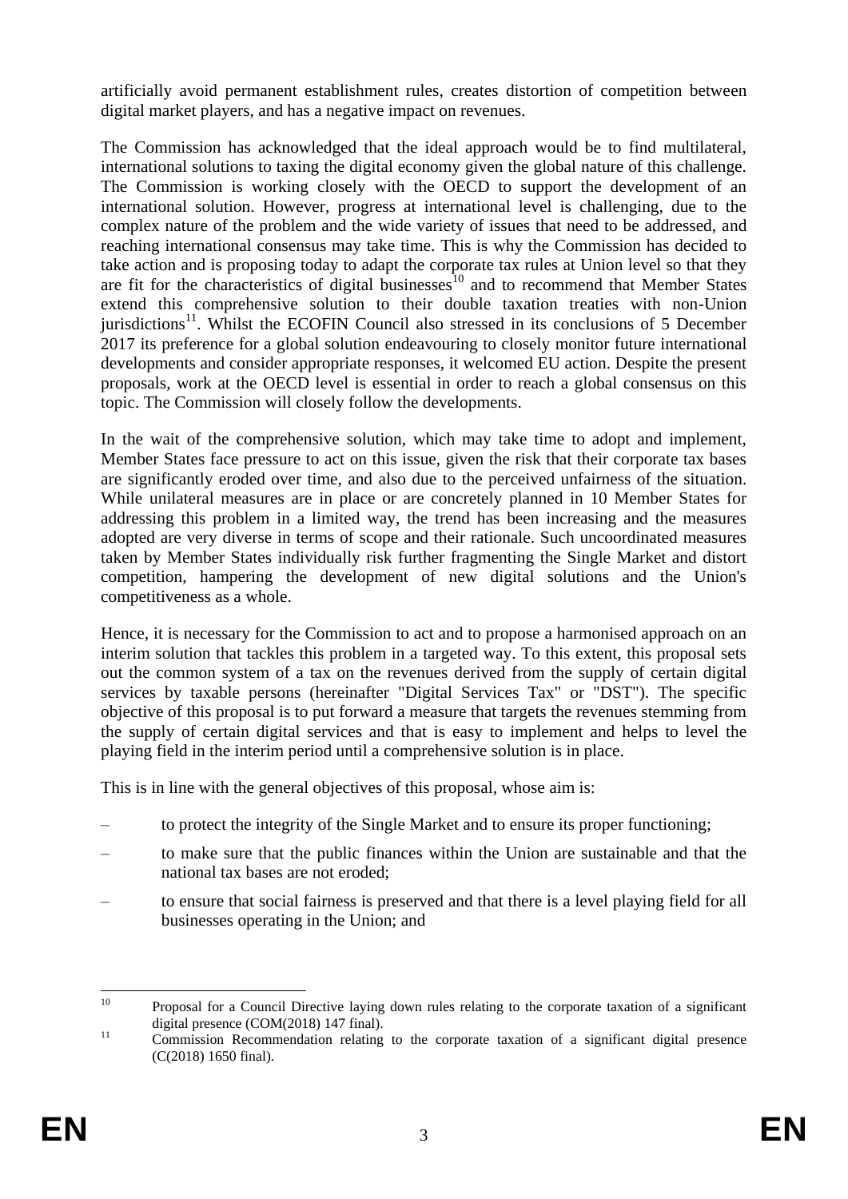artificially avoid permanent establishment rules, creates distortion of competition between digital market players, and has a negative impact on revenues.

The Commission has acknowledged that the ideal approach would be to find multilateral, international solutions to taxing the digital economy given the global nature of this challenge. The Commission is working closely with the OECD to support the development of an international solution. However, progress at international level is challenging, due to the complex nature of the problem and the wide variety of issues that need to be addressed, and reaching international consensus may take time. This is why the Commission has decided to take action and is proposing today to adapt the corporate tax rules at Union level so that they are fit for the characteristics of digital businesses[10] and to recommend that Member States extend this comprehensive solution to their double taxation treaties with non-Union jurisdictions[11]. Whilst the ECOFIN Council also stressed in its conclusions of 5 December 2017 its preference for a global solution endeavouring to closely monitor future international developments and consider appropriate responses, it welcomed EU action. Despite the present proposals, work at the OECD level is essential in order to reach a global consensus on this topic. The Commission will closely follow the developments.

In the wait of the comprehensive solution, which may take time to adopt and implement, Member States face pressure to act on this issue, given the risk that their corporate tax bases are significantly eroded over time, and also due to the perceived unfairness of the situation. While unilateral measures are in place or are concretely planned in 10 Member States for addressing this problem in a limited way, the trend has been increasing and the measures adopted are very diverse in terms of scope and their rationale. Such uncoordinated measures taken by Member States individually risk further fragmenting the Single Market and distort competition, hampering the development of new digital solutions and the Union's competitiveness as a whole.

Hence, it is necessary for the Commission to act and to propose a harmonised approach on an interim solution that tackles this problem in a targeted way. To this extent, this proposal sets out the common system of a tax on the revenues derived from the supply of certain digital services by taxable persons (hereinafter "Digital Services Tax" or "DST"). The specific objective of this proposal is to put forward a measure that targets the revenues stemming from the supply of certain digital services and that is easy to implement and helps to level the playing field in the interim period until a comprehensive solution is in place.

This is in line with the general objectives of this proposal, whose aim is:

– to protect the integrity of the Single Market and to ensure its proper functioning;

– to make sure that the public finances within the Union are sustainable and that the national tax bases are not eroded;

– to ensure that social fairness is preserved and that there is a level playing field for all businesses operating in the Union; and

---

[10] Proposal for a Council Directive laying down rules relating to the corporate taxation of a significant digital presence (COM(2018) 147 final).

[11] Commission Recommendation relating to the corporate taxation of a significant digital presence (C(2018) 1650 final).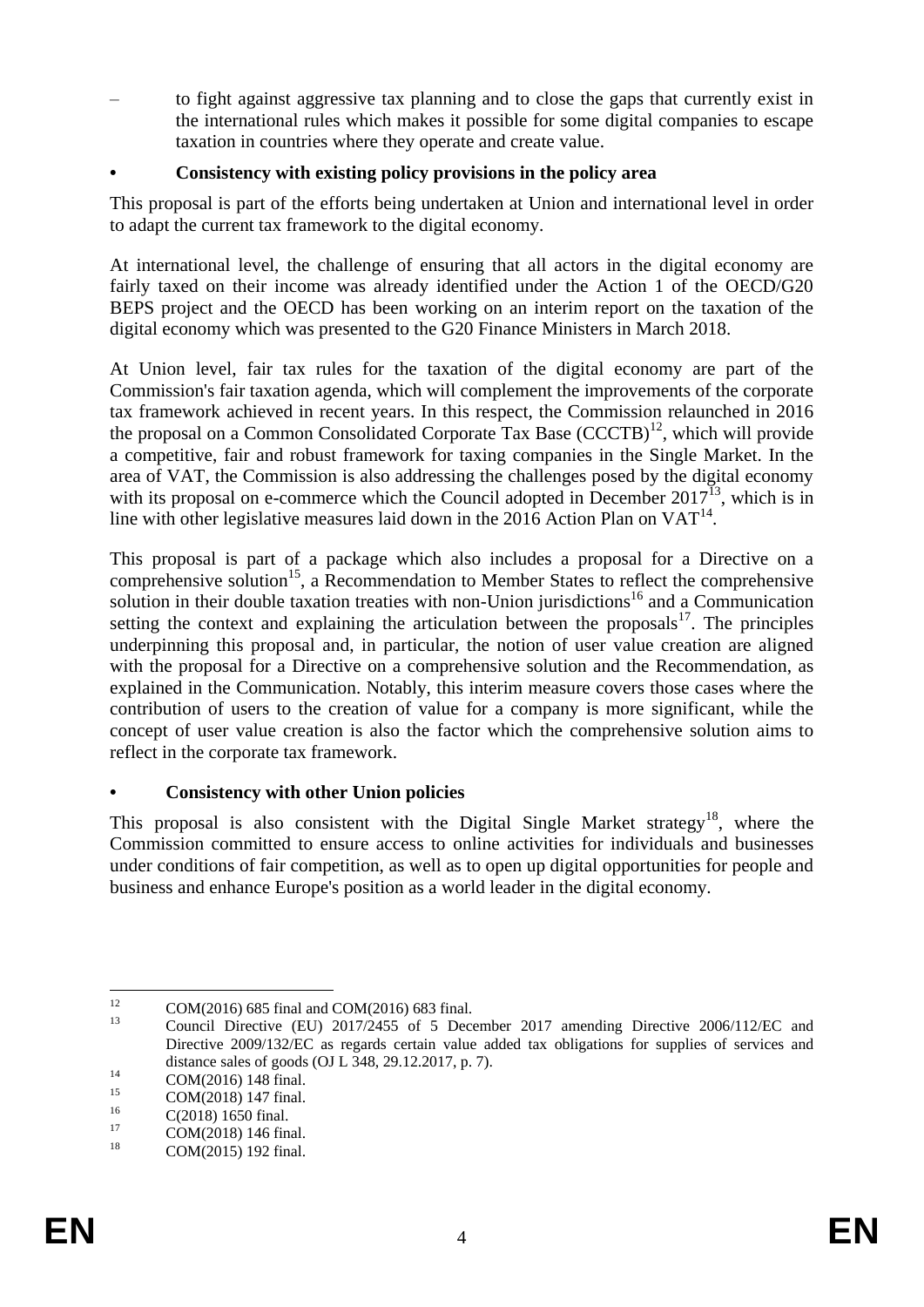– to fight against aggressive tax planning and to close the gaps that currently exist in the international rules which makes it possible for some digital companies to escape taxation in countries where they operate and create value.

- **Consistency with existing policy provisions in the policy area**

This proposal is part of the efforts being undertaken at Union and international level in order to adapt the current tax framework to the digital economy.

At international level, the challenge of ensuring that all actors in the digital economy are fairly taxed on their income was already identified under the Action 1 of the OECD/G20 BEPS project and the OECD has been working on an interim report on the taxation of the digital economy which was presented to the G20 Finance Ministers in March 2018.

At Union level, fair tax rules for the taxation of the digital economy are part of the Commission's fair taxation agenda, which will complement the improvements of the corporate tax framework achieved in recent years. In this respect, the Commission relaunched in 2016 the proposal on a Common Consolidated Corporate Tax Base (CCCTB)[12], which will provide a competitive, fair and robust framework for taxing companies in the Single Market. In the area of VAT, the Commission is also addressing the challenges posed by the digital economy with its proposal on e-commerce which the Council adopted in December 2017[13], which is in line with other legislative measures laid down in the 2016 Action Plan on VAT[14].

This proposal is part of a package which also includes a proposal for a Directive on a comprehensive solution[15], a Recommendation to Member States to reflect the comprehensive solution in their double taxation treaties with non-Union jurisdictions[16] and a Communication setting the context and explaining the articulation between the proposals[17]. The principles underpinning this proposal and, in particular, the notion of user value creation are aligned with the proposal for a Directive on a comprehensive solution and the Recommendation, as explained in the Communication. Notably, this interim measure covers those cases where the contribution of users to the creation of value for a company is more significant, while the concept of user value creation is also the factor which the comprehensive solution aims to reflect in the corporate tax framework.

- **Consistency with other Union policies**

This proposal is also consistent with the Digital Single Market strategy[18], where the Commission committed to ensure access to online activities for individuals and businesses under conditions of fair competition, as well as to open up digital opportunities for people and business and enhance Europe's position as a world leader in the digital economy.

---

[12] COM(2016) 685 final and COM(2016) 683 final.

[13] Council Directive (EU) 2017/2455 of 5 December 2017 amending Directive 2006/112/EC and Directive 2009/132/EC as regards certain value added tax obligations for supplies of services and distance sales of goods (OJ L 348, 29.12.2017, p. 7).

[14] COM(2016) 148 final.

[15] COM(2018) 147 final.

[16] C(2018) 1650 final.

[17] COM(2018) 146 final.

[18] COM(2015) 192 final.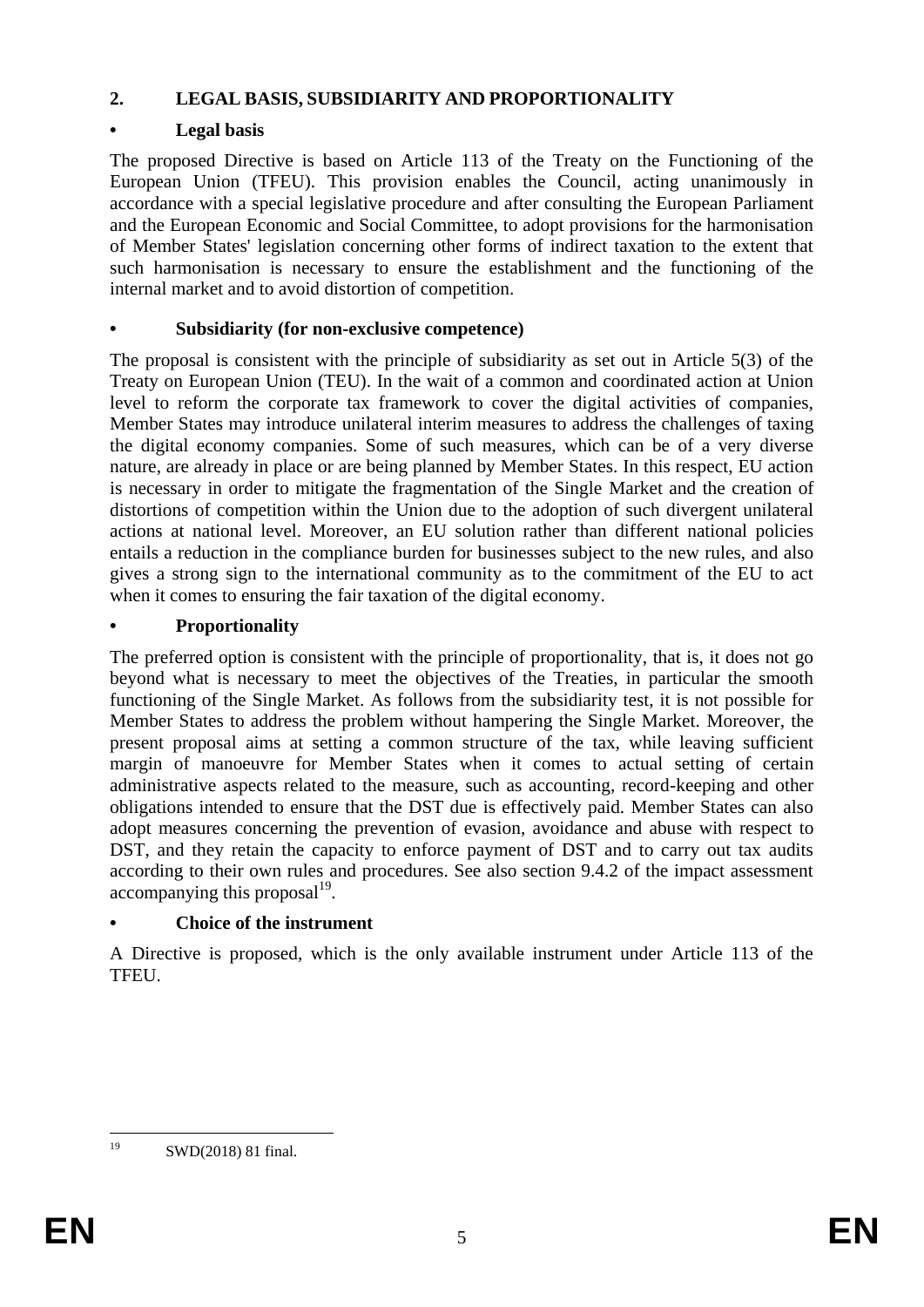## 2. LEGAL BASIS, SUBSIDIARITY AND PROPORTIONALITY

### • Legal basis

The proposed Directive is based on Article 113 of the Treaty on the Functioning of the European Union (TFEU). This provision enables the Council, acting unanimously in accordance with a special legislative procedure and after consulting the European Parliament and the European Economic and Social Committee, to adopt provisions for the harmonisation of Member States' legislation concerning other forms of indirect taxation to the extent that such harmonisation is necessary to ensure the establishment and the functioning of the internal market and to avoid distortion of competition.

### • Subsidiarity (for non-exclusive competence)

The proposal is consistent with the principle of subsidiarity as set out in Article 5(3) of the Treaty on European Union (TEU). In the wait of a common and coordinated action at Union level to reform the corporate tax framework to cover the digital activities of companies, Member States may introduce unilateral interim measures to address the challenges of taxing the digital economy companies. Some of such measures, which can be of a very diverse nature, are already in place or are being planned by Member States. In this respect, EU action is necessary in order to mitigate the fragmentation of the Single Market and the creation of distortions of competition within the Union due to the adoption of such divergent unilateral actions at national level. Moreover, an EU solution rather than different national policies entails a reduction in the compliance burden for businesses subject to the new rules, and also gives a strong sign to the international community as to the commitment of the EU to act when it comes to ensuring the fair taxation of the digital economy.

### • Proportionality

The preferred option is consistent with the principle of proportionality, that is, it does not go beyond what is necessary to meet the objectives of the Treaties, in particular the smooth functioning of the Single Market. As follows from the subsidiarity test, it is not possible for Member States to address the problem without hampering the Single Market. Moreover, the present proposal aims at setting a common structure of the tax, while leaving sufficient margin of manoeuvre for Member States when it comes to actual setting of certain administrative aspects related to the measure, such as accounting, record-keeping and other obligations intended to ensure that the DST due is effectively paid. Member States can also adopt measures concerning the prevention of evasion, avoidance and abuse with respect to DST, and they retain the capacity to enforce payment of DST and to carry out tax audits according to their own rules and procedures. See also section 9.4.2 of the impact assessment accompanying this proposal[19].

### • Choice of the instrument

A Directive is proposed, which is the only available instrument under Article 113 of the TFEU.

[19] SWD(2018) 81 final.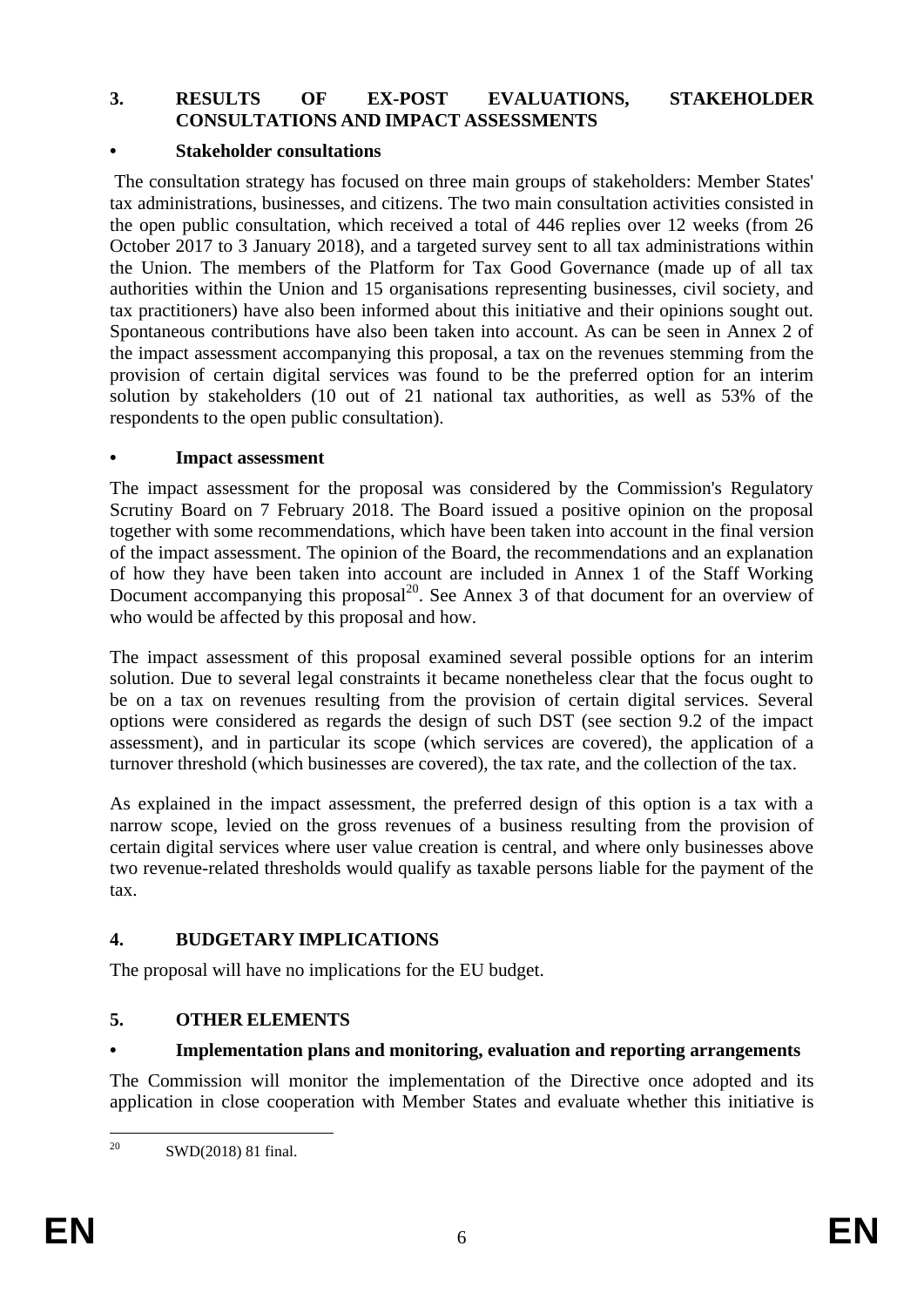## 3. RESULTS OF EX-POST EVALUATIONS, STAKEHOLDER CONSULTATIONS AND IMPACT ASSESSMENTS

### • Stakeholder consultations

The consultation strategy has focused on three main groups of stakeholders: Member States' tax administrations, businesses, and citizens. The two main consultation activities consisted in the open public consultation, which received a total of 446 replies over 12 weeks (from 26 October 2017 to 3 January 2018), and a targeted survey sent to all tax administrations within the Union. The members of the Platform for Tax Good Governance (made up of all tax authorities within the Union and 15 organisations representing businesses, civil society, and tax practitioners) have also been informed about this initiative and their opinions sought out. Spontaneous contributions have also been taken into account. As can be seen in Annex 2 of the impact assessment accompanying this proposal, a tax on the revenues stemming from the provision of certain digital services was found to be the preferred option for an interim solution by stakeholders (10 out of 21 national tax authorities, as well as 53% of the respondents to the open public consultation).

### • Impact assessment

The impact assessment for the proposal was considered by the Commission's Regulatory Scrutiny Board on 7 February 2018. The Board issued a positive opinion on the proposal together with some recommendations, which have been taken into account in the final version of the impact assessment. The opinion of the Board, the recommendations and an explanation of how they have been taken into account are included in Annex 1 of the Staff Working Document accompanying this proposal[20]. See Annex 3 of that document for an overview of who would be affected by this proposal and how.

The impact assessment of this proposal examined several possible options for an interim solution. Due to several legal constraints it became nonetheless clear that the focus ought to be on a tax on revenues resulting from the provision of certain digital services. Several options were considered as regards the design of such DST (see section 9.2 of the impact assessment), and in particular its scope (which services are covered), the application of a turnover threshold (which businesses are covered), the tax rate, and the collection of the tax.

As explained in the impact assessment, the preferred design of this option is a tax with a narrow scope, levied on the gross revenues of a business resulting from the provision of certain digital services where user value creation is central, and where only businesses above two revenue-related thresholds would qualify as taxable persons liable for the payment of the tax.

## 4. BUDGETARY IMPLICATIONS

The proposal will have no implications for the EU budget.

## 5. OTHER ELEMENTS

### • Implementation plans and monitoring, evaluation and reporting arrangements

The Commission will monitor the implementation of the Directive once adopted and its application in close cooperation with Member States and evaluate whether this initiative is

---

[20] SWD(2018) 81 final.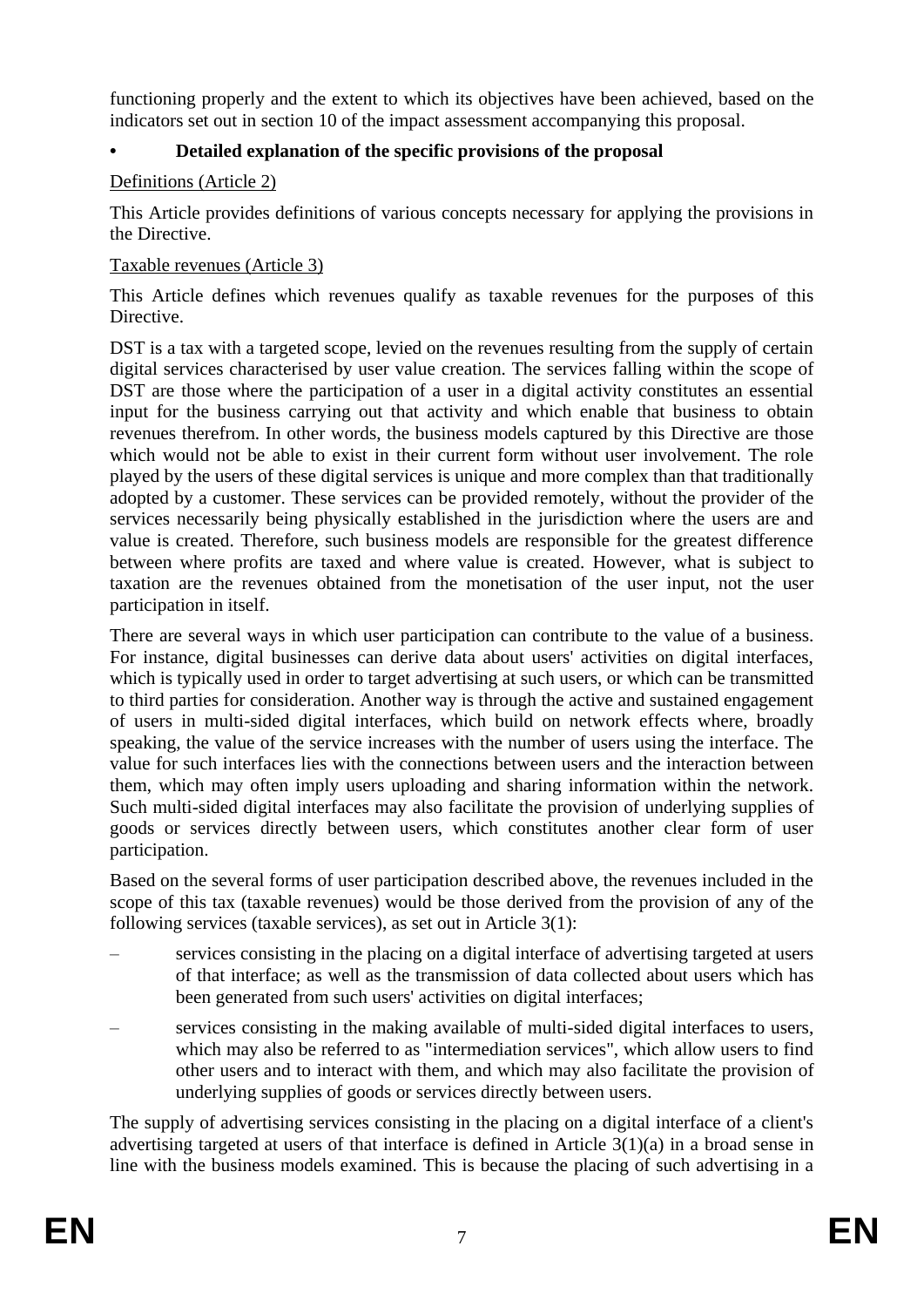functioning properly and the extent to which its objectives have been achieved, based on the indicators set out in section 10 of the impact assessment accompanying this proposal.

- **Detailed explanation of the specific provisions of the proposal**

Definitions (Article 2)

This Article provides definitions of various concepts necessary for applying the provisions in the Directive.

Taxable revenues (Article 3)

This Article defines which revenues qualify as taxable revenues for the purposes of this Directive.

DST is a tax with a targeted scope, levied on the revenues resulting from the supply of certain digital services characterised by user value creation. The services falling within the scope of DST are those where the participation of a user in a digital activity constitutes an essential input for the business carrying out that activity and which enable that business to obtain revenues therefrom. In other words, the business models captured by this Directive are those which would not be able to exist in their current form without user involvement. The role played by the users of these digital services is unique and more complex than that traditionally adopted by a customer. These services can be provided remotely, without the provider of the services necessarily being physically established in the jurisdiction where the users are and value is created. Therefore, such business models are responsible for the greatest difference between where profits are taxed and where value is created. However, what is subject to taxation are the revenues obtained from the monetisation of the user input, not the user participation in itself.

There are several ways in which user participation can contribute to the value of a business. For instance, digital businesses can derive data about users' activities on digital interfaces, which is typically used in order to target advertising at such users, or which can be transmitted to third parties for consideration. Another way is through the active and sustained engagement of users in multi-sided digital interfaces, which build on network effects where, broadly speaking, the value of the service increases with the number of users using the interface. The value for such interfaces lies with the connections between users and the interaction between them, which may often imply users uploading and sharing information within the network. Such multi-sided digital interfaces may also facilitate the provision of underlying supplies of goods or services directly between users, which constitutes another clear form of user participation.

Based on the several forms of user participation described above, the revenues included in the scope of this tax (taxable revenues) would be those derived from the provision of any of the following services (taxable services), as set out in Article 3(1):

– services consisting in the placing on a digital interface of advertising targeted at users of that interface; as well as the transmission of data collected about users which has been generated from such users' activities on digital interfaces;

– services consisting in the making available of multi-sided digital interfaces to users, which may also be referred to as "intermediation services", which allow users to find other users and to interact with them, and which may also facilitate the provision of underlying supplies of goods or services directly between users.

The supply of advertising services consisting in the placing on a digital interface of a client's advertising targeted at users of that interface is defined in Article 3(1)(a) in a broad sense in line with the business models examined. This is because the placing of such advertising in a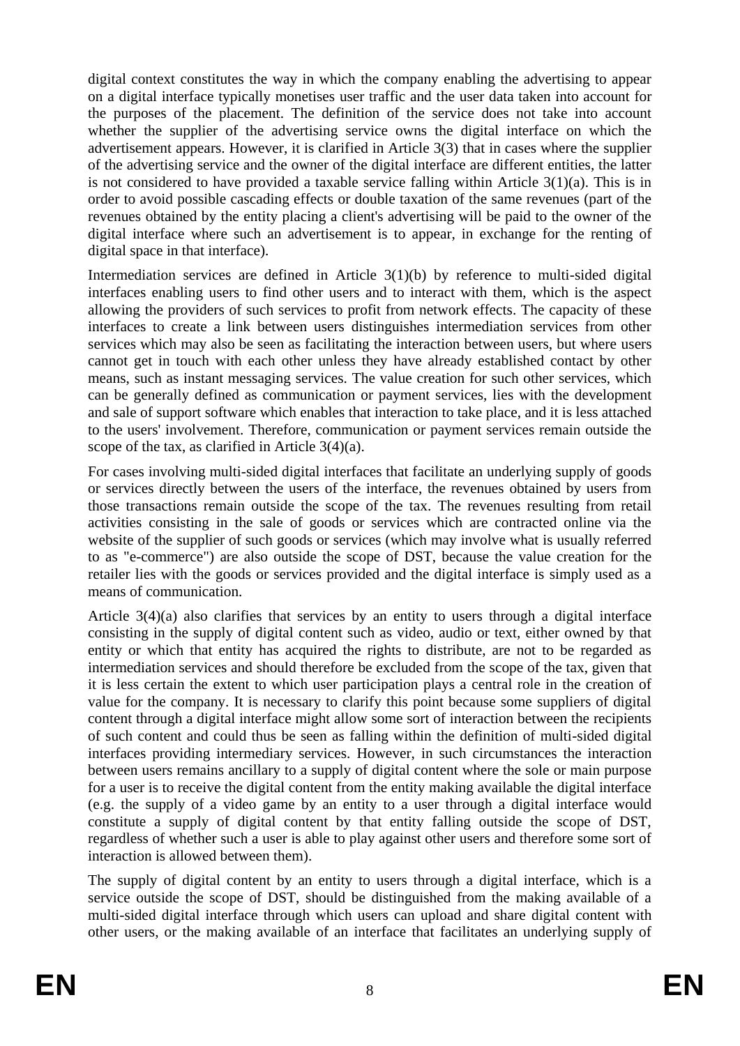digital context constitutes the way in which the company enabling the advertising to appear on a digital interface typically monetises user traffic and the user data taken into account for the purposes of the placement. The definition of the service does not take into account whether the supplier of the advertising service owns the digital interface on which the advertisement appears. However, it is clarified in Article 3(3) that in cases where the supplier of the advertising service and the owner of the digital interface are different entities, the latter is not considered to have provided a taxable service falling within Article 3(1)(a). This is in order to avoid possible cascading effects or double taxation of the same revenues (part of the revenues obtained by the entity placing a client's advertising will be paid to the owner of the digital interface where such an advertisement is to appear, in exchange for the renting of digital space in that interface).

Intermediation services are defined in Article 3(1)(b) by reference to multi-sided digital interfaces enabling users to find other users and to interact with them, which is the aspect allowing the providers of such services to profit from network effects. The capacity of these interfaces to create a link between users distinguishes intermediation services from other services which may also be seen as facilitating the interaction between users, but where users cannot get in touch with each other unless they have already established contact by other means, such as instant messaging services. The value creation for such other services, which can be generally defined as communication or payment services, lies with the development and sale of support software which enables that interaction to take place, and it is less attached to the users' involvement. Therefore, communication or payment services remain outside the scope of the tax, as clarified in Article 3(4)(a).

For cases involving multi-sided digital interfaces that facilitate an underlying supply of goods or services directly between the users of the interface, the revenues obtained by users from those transactions remain outside the scope of the tax. The revenues resulting from retail activities consisting in the sale of goods or services which are contracted online via the website of the supplier of such goods or services (which may involve what is usually referred to as "e-commerce") are also outside the scope of DST, because the value creation for the retailer lies with the goods or services provided and the digital interface is simply used as a means of communication.

Article 3(4)(a) also clarifies that services by an entity to users through a digital interface consisting in the supply of digital content such as video, audio or text, either owned by that entity or which that entity has acquired the rights to distribute, are not to be regarded as intermediation services and should therefore be excluded from the scope of the tax, given that it is less certain the extent to which user participation plays a central role in the creation of value for the company. It is necessary to clarify this point because some suppliers of digital content through a digital interface might allow some sort of interaction between the recipients of such content and could thus be seen as falling within the definition of multi-sided digital interfaces providing intermediary services. However, in such circumstances the interaction between users remains ancillary to a supply of digital content where the sole or main purpose for a user is to receive the digital content from the entity making available the digital interface (e.g. the supply of a video game by an entity to a user through a digital interface would constitute a supply of digital content by that entity falling outside the scope of DST, regardless of whether such a user is able to play against other users and therefore some sort of interaction is allowed between them).

The supply of digital content by an entity to users through a digital interface, which is a service outside the scope of DST, should be distinguished from the making available of a multi-sided digital interface through which users can upload and share digital content with other users, or the making available of an interface that facilitates an underlying supply of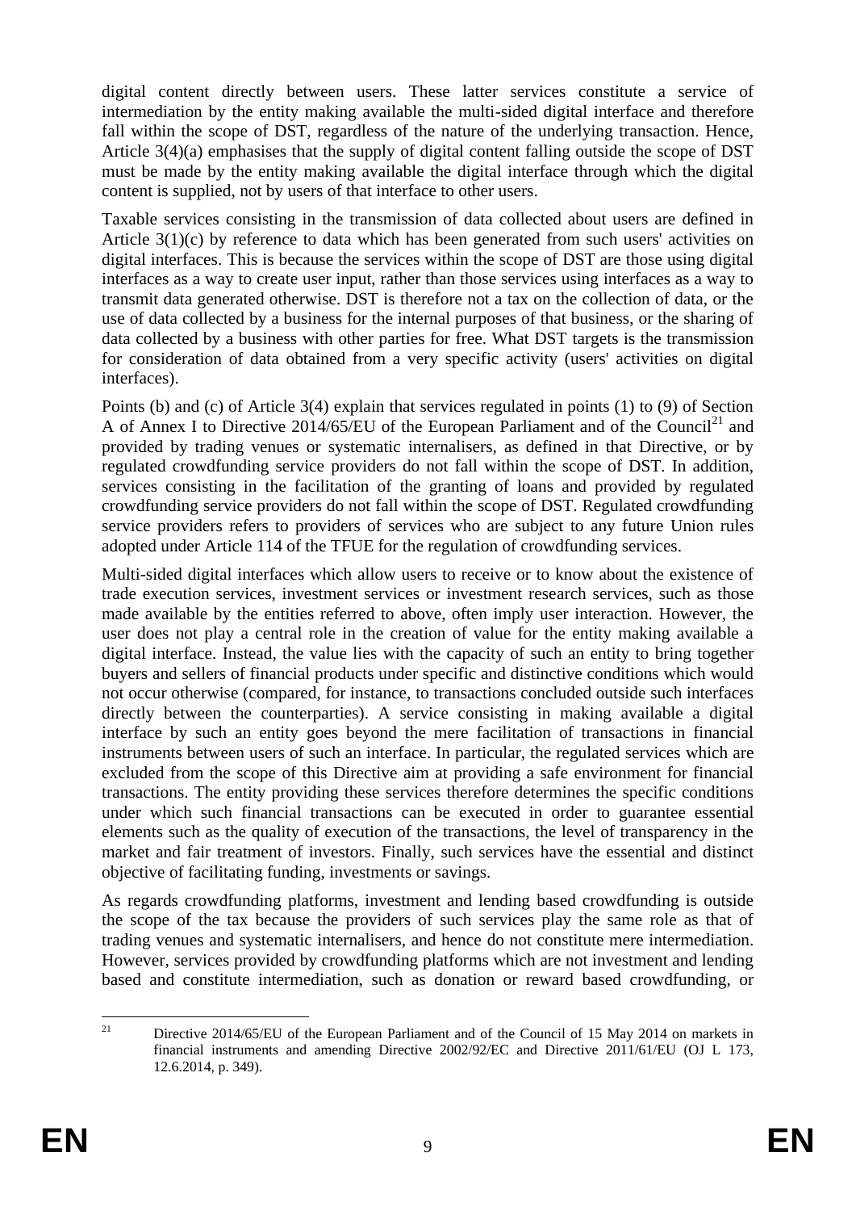digital content directly between users. These latter services constitute a service of intermediation by the entity making available the multi-sided digital interface and therefore fall within the scope of DST, regardless of the nature of the underlying transaction. Hence, Article 3(4)(a) emphasises that the supply of digital content falling outside the scope of DST must be made by the entity making available the digital interface through which the digital content is supplied, not by users of that interface to other users.

Taxable services consisting in the transmission of data collected about users are defined in Article 3(1)(c) by reference to data which has been generated from such users' activities on digital interfaces. This is because the services within the scope of DST are those using digital interfaces as a way to create user input, rather than those services using interfaces as a way to transmit data generated otherwise. DST is therefore not a tax on the collection of data, or the use of data collected by a business for the internal purposes of that business, or the sharing of data collected by a business with other parties for free. What DST targets is the transmission for consideration of data obtained from a very specific activity (users' activities on digital interfaces).

Points (b) and (c) of Article 3(4) explain that services regulated in points (1) to (9) of Section A of Annex I to Directive 2014/65/EU of the European Parliament and of the Council[21] and provided by trading venues or systematic internalisers, as defined in that Directive, or by regulated crowdfunding service providers do not fall within the scope of DST. In addition, services consisting in the facilitation of the granting of loans and provided by regulated crowdfunding service providers do not fall within the scope of DST. Regulated crowdfunding service providers refers to providers of services who are subject to any future Union rules adopted under Article 114 of the TFUE for the regulation of crowdfunding services.

Multi-sided digital interfaces which allow users to receive or to know about the existence of trade execution services, investment services or investment research services, such as those made available by the entities referred to above, often imply user interaction. However, the user does not play a central role in the creation of value for the entity making available a digital interface. Instead, the value lies with the capacity of such an entity to bring together buyers and sellers of financial products under specific and distinctive conditions which would not occur otherwise (compared, for instance, to transactions concluded outside such interfaces directly between the counterparties). A service consisting in making available a digital interface by such an entity goes beyond the mere facilitation of transactions in financial instruments between users of such an interface. In particular, the regulated services which are excluded from the scope of this Directive aim at providing a safe environment for financial transactions. The entity providing these services therefore determines the specific conditions under which such financial transactions can be executed in order to guarantee essential elements such as the quality of execution of the transactions, the level of transparency in the market and fair treatment of investors. Finally, such services have the essential and distinct objective of facilitating funding, investments or savings.

As regards crowdfunding platforms, investment and lending based crowdfunding is outside the scope of the tax because the providers of such services play the same role as that of trading venues and systematic internalisers, and hence do not constitute mere intermediation. However, services provided by crowdfunding platforms which are not investment and lending based and constitute intermediation, such as donation or reward based crowdfunding, or

[21] Directive 2014/65/EU of the European Parliament and of the Council of 15 May 2014 on markets in financial instruments and amending Directive 2002/92/EC and Directive 2011/61/EU (OJ L 173, 12.6.2014, p. 349).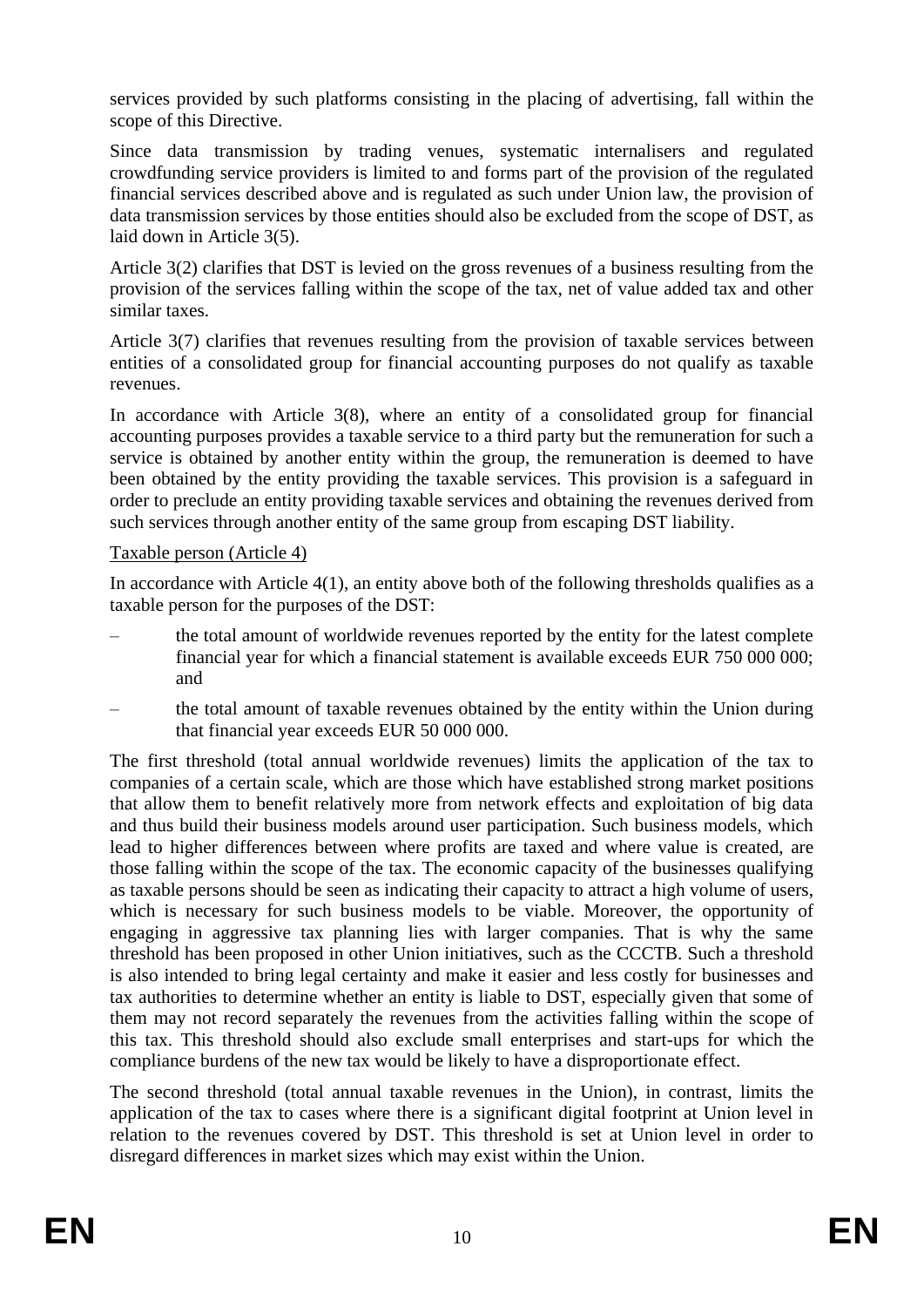services provided by such platforms consisting in the placing of advertising, fall within the scope of this Directive.

Since data transmission by trading venues, systematic internalisers and regulated crowdfunding service providers is limited to and forms part of the provision of the regulated financial services described above and is regulated as such under Union law, the provision of data transmission services by those entities should also be excluded from the scope of DST, as laid down in Article 3(5).

Article 3(2) clarifies that DST is levied on the gross revenues of a business resulting from the provision of the services falling within the scope of the tax, net of value added tax and other similar taxes.

Article 3(7) clarifies that revenues resulting from the provision of taxable services between entities of a consolidated group for financial accounting purposes do not qualify as taxable revenues.

In accordance with Article 3(8), where an entity of a consolidated group for financial accounting purposes provides a taxable service to a third party but the remuneration for such a service is obtained by another entity within the group, the remuneration is deemed to have been obtained by the entity providing the taxable services. This provision is a safeguard in order to preclude an entity providing taxable services and obtaining the revenues derived from such services through another entity of the same group from escaping DST liability.

Taxable person (Article 4)

In accordance with Article 4(1), an entity above both of the following thresholds qualifies as a taxable person for the purposes of the DST:

– the total amount of worldwide revenues reported by the entity for the latest complete financial year for which a financial statement is available exceeds EUR 750 000 000; and

– the total amount of taxable revenues obtained by the entity within the Union during that financial year exceeds EUR 50 000 000.

The first threshold (total annual worldwide revenues) limits the application of the tax to companies of a certain scale, which are those which have established strong market positions that allow them to benefit relatively more from network effects and exploitation of big data and thus build their business models around user participation. Such business models, which lead to higher differences between where profits are taxed and where value is created, are those falling within the scope of the tax. The economic capacity of the businesses qualifying as taxable persons should be seen as indicating their capacity to attract a high volume of users, which is necessary for such business models to be viable. Moreover, the opportunity of engaging in aggressive tax planning lies with larger companies. That is why the same threshold has been proposed in other Union initiatives, such as the CCCTB. Such a threshold is also intended to bring legal certainty and make it easier and less costly for businesses and tax authorities to determine whether an entity is liable to DST, especially given that some of them may not record separately the revenues from the activities falling within the scope of this tax. This threshold should also exclude small enterprises and start-ups for which the compliance burdens of the new tax would be likely to have a disproportionate effect.

The second threshold (total annual taxable revenues in the Union), in contrast, limits the application of the tax to cases where there is a significant digital footprint at Union level in relation to the revenues covered by DST. This threshold is set at Union level in order to disregard differences in market sizes which may exist within the Union.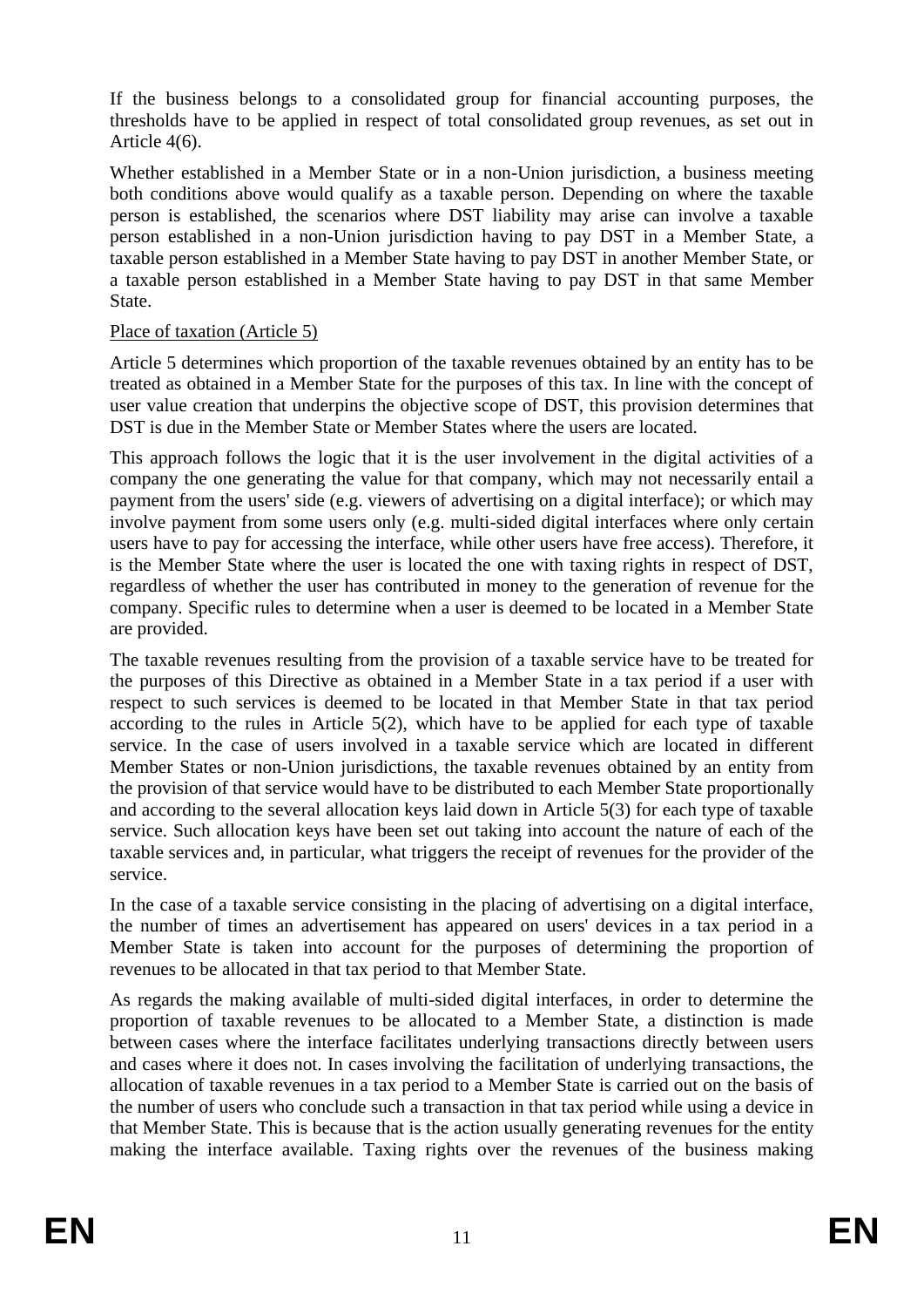If the business belongs to a consolidated group for financial accounting purposes, the thresholds have to be applied in respect of total consolidated group revenues, as set out in Article 4(6).

Whether established in a Member State or in a non-Union jurisdiction, a business meeting both conditions above would qualify as a taxable person. Depending on where the taxable person is established, the scenarios where DST liability may arise can involve a taxable person established in a non-Union jurisdiction having to pay DST in a Member State, a taxable person established in a Member State having to pay DST in another Member State, or a taxable person established in a Member State having to pay DST in that same Member State.

Place of taxation (Article 5)

Article 5 determines which proportion of the taxable revenues obtained by an entity has to be treated as obtained in a Member State for the purposes of this tax. In line with the concept of user value creation that underpins the objective scope of DST, this provision determines that DST is due in the Member State or Member States where the users are located.

This approach follows the logic that it is the user involvement in the digital activities of a company the one generating the value for that company, which may not necessarily entail a payment from the users' side (e.g. viewers of advertising on a digital interface); or which may involve payment from some users only (e.g. multi-sided digital interfaces where only certain users have to pay for accessing the interface, while other users have free access). Therefore, it is the Member State where the user is located the one with taxing rights in respect of DST, regardless of whether the user has contributed in money to the generation of revenue for the company. Specific rules to determine when a user is deemed to be located in a Member State are provided.

The taxable revenues resulting from the provision of a taxable service have to be treated for the purposes of this Directive as obtained in a Member State in a tax period if a user with respect to such services is deemed to be located in that Member State in that tax period according to the rules in Article 5(2), which have to be applied for each type of taxable service. In the case of users involved in a taxable service which are located in different Member States or non-Union jurisdictions, the taxable revenues obtained by an entity from the provision of that service would have to be distributed to each Member State proportionally and according to the several allocation keys laid down in Article 5(3) for each type of taxable service. Such allocation keys have been set out taking into account the nature of each of the taxable services and, in particular, what triggers the receipt of revenues for the provider of the service.

In the case of a taxable service consisting in the placing of advertising on a digital interface, the number of times an advertisement has appeared on users' devices in a tax period in a Member State is taken into account for the purposes of determining the proportion of revenues to be allocated in that tax period to that Member State.

As regards the making available of multi-sided digital interfaces, in order to determine the proportion of taxable revenues to be allocated to a Member State, a distinction is made between cases where the interface facilitates underlying transactions directly between users and cases where it does not. In cases involving the facilitation of underlying transactions, the allocation of taxable revenues in a tax period to a Member State is carried out on the basis of the number of users who conclude such a transaction in that tax period while using a device in that Member State. This is because that is the action usually generating revenues for the entity making the interface available. Taxing rights over the revenues of the business making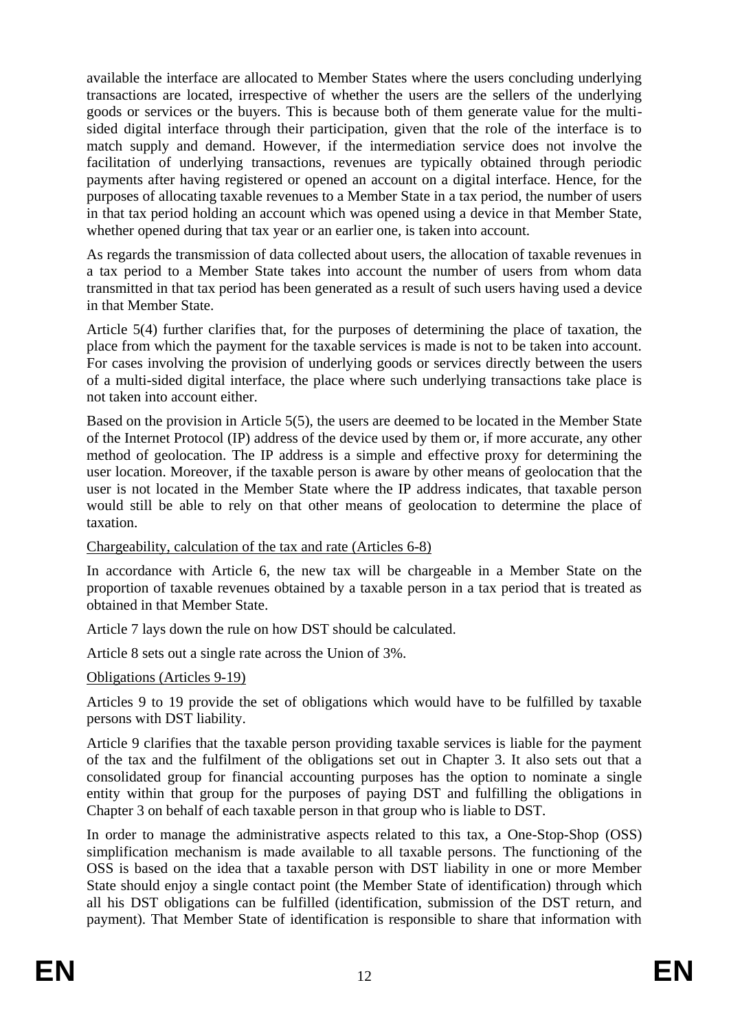available the interface are allocated to Member States where the users concluding underlying transactions are located, irrespective of whether the users are the sellers of the underlying goods or services or the buyers. This is because both of them generate value for the multi-sided digital interface through their participation, given that the role of the interface is to match supply and demand. However, if the intermediation service does not involve the facilitation of underlying transactions, revenues are typically obtained through periodic payments after having registered or opened an account on a digital interface. Hence, for the purposes of allocating taxable revenues to a Member State in a tax period, the number of users in that tax period holding an account which was opened using a device in that Member State, whether opened during that tax year or an earlier one, is taken into account.

As regards the transmission of data collected about users, the allocation of taxable revenues in a tax period to a Member State takes into account the number of users from whom data transmitted in that tax period has been generated as a result of such users having used a device in that Member State.

Article 5(4) further clarifies that, for the purposes of determining the place of taxation, the place from which the payment for the taxable services is made is not to be taken into account. For cases involving the provision of underlying goods or services directly between the users of a multi-sided digital interface, the place where such underlying transactions take place is not taken into account either.

Based on the provision in Article 5(5), the users are deemed to be located in the Member State of the Internet Protocol (IP) address of the device used by them or, if more accurate, any other method of geolocation. The IP address is a simple and effective proxy for determining the user location. Moreover, if the taxable person is aware by other means of geolocation that the user is not located in the Member State where the IP address indicates, that taxable person would still be able to rely on that other means of geolocation to determine the place of taxation.

Chargeability, calculation of the tax and rate (Articles 6-8)

In accordance with Article 6, the new tax will be chargeable in a Member State on the proportion of taxable revenues obtained by a taxable person in a tax period that is treated as obtained in that Member State.

Article 7 lays down the rule on how DST should be calculated.

Article 8 sets out a single rate across the Union of 3%.

Obligations (Articles 9-19)

Articles 9 to 19 provide the set of obligations which would have to be fulfilled by taxable persons with DST liability.

Article 9 clarifies that the taxable person providing taxable services is liable for the payment of the tax and the fulfilment of the obligations set out in Chapter 3. It also sets out that a consolidated group for financial accounting purposes has the option to nominate a single entity within that group for the purposes of paying DST and fulfilling the obligations in Chapter 3 on behalf of each taxable person in that group who is liable to DST.

In order to manage the administrative aspects related to this tax, a One-Stop-Shop (OSS) simplification mechanism is made available to all taxable persons. The functioning of the OSS is based on the idea that a taxable person with DST liability in one or more Member State should enjoy a single contact point (the Member State of identification) through which all his DST obligations can be fulfilled (identification, submission of the DST return, and payment). That Member State of identification is responsible to share that information with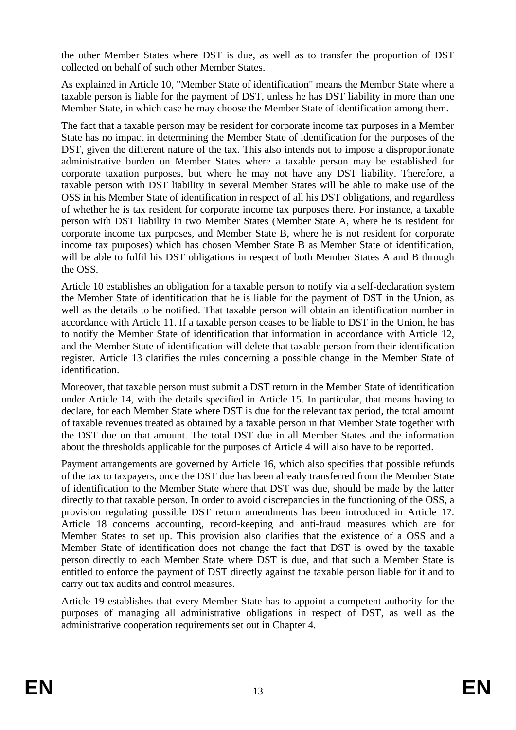the other Member States where DST is due, as well as to transfer the proportion of DST collected on behalf of such other Member States.

As explained in Article 10, "Member State of identification" means the Member State where a taxable person is liable for the payment of DST, unless he has DST liability in more than one Member State, in which case he may choose the Member State of identification among them.

The fact that a taxable person may be resident for corporate income tax purposes in a Member State has no impact in determining the Member State of identification for the purposes of the DST, given the different nature of the tax. This also intends not to impose a disproportionate administrative burden on Member States where a taxable person may be established for corporate taxation purposes, but where he may not have any DST liability. Therefore, a taxable person with DST liability in several Member States will be able to make use of the OSS in his Member State of identification in respect of all his DST obligations, and regardless of whether he is tax resident for corporate income tax purposes there. For instance, a taxable person with DST liability in two Member States (Member State A, where he is resident for corporate income tax purposes, and Member State B, where he is not resident for corporate income tax purposes) which has chosen Member State B as Member State of identification, will be able to fulfil his DST obligations in respect of both Member States A and B through the OSS.

Article 10 establishes an obligation for a taxable person to notify via a self-declaration system the Member State of identification that he is liable for the payment of DST in the Union, as well as the details to be notified. That taxable person will obtain an identification number in accordance with Article 11. If a taxable person ceases to be liable to DST in the Union, he has to notify the Member State of identification that information in accordance with Article 12, and the Member State of identification will delete that taxable person from their identification register. Article 13 clarifies the rules concerning a possible change in the Member State of identification.

Moreover, that taxable person must submit a DST return in the Member State of identification under Article 14, with the details specified in Article 15. In particular, that means having to declare, for each Member State where DST is due for the relevant tax period, the total amount of taxable revenues treated as obtained by a taxable person in that Member State together with the DST due on that amount. The total DST due in all Member States and the information about the thresholds applicable for the purposes of Article 4 will also have to be reported.

Payment arrangements are governed by Article 16, which also specifies that possible refunds of the tax to taxpayers, once the DST due has been already transferred from the Member State of identification to the Member State where that DST was due, should be made by the latter directly to that taxable person. In order to avoid discrepancies in the functioning of the OSS, a provision regulating possible DST return amendments has been introduced in Article 17. Article 18 concerns accounting, record-keeping and anti-fraud measures which are for Member States to set up. This provision also clarifies that the existence of a OSS and a Member State of identification does not change the fact that DST is owed by the taxable person directly to each Member State where DST is due, and that such a Member State is entitled to enforce the payment of DST directly against the taxable person liable for it and to carry out tax audits and control measures.

Article 19 establishes that every Member State has to appoint a competent authority for the purposes of managing all administrative obligations in respect of DST, as well as the administrative cooperation requirements set out in Chapter 4.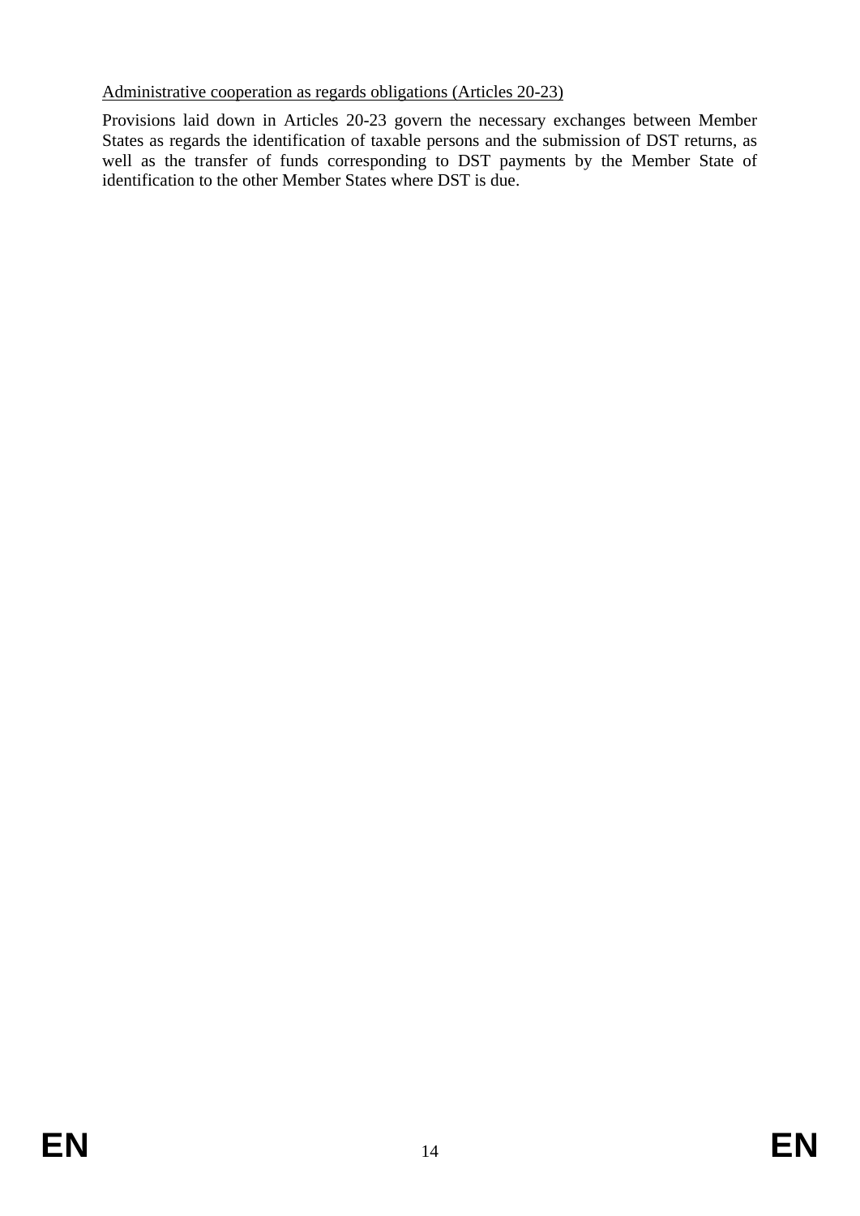Administrative cooperation as regards obligations (Articles 20-23)

Provisions laid down in Articles 20-23 govern the necessary exchanges between Member States as regards the identification of taxable persons and the submission of DST returns, as well as the transfer of funds corresponding to DST payments by the Member State of identification to the other Member States where DST is due.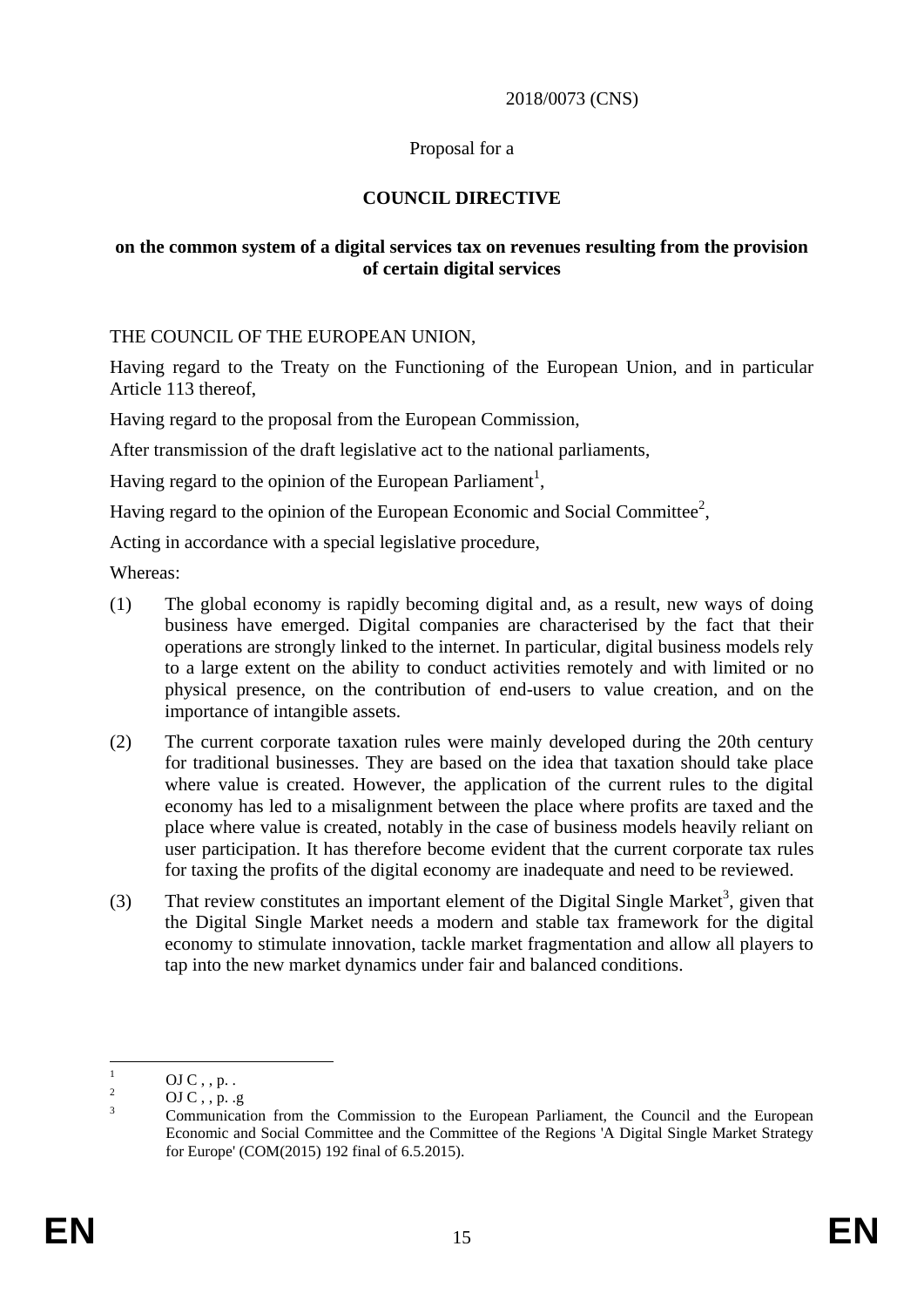2018/0073 (CNS)

Proposal for a

**COUNCIL DIRECTIVE**

**on the common system of a digital services tax on revenues resulting from the provision of certain digital services**

THE COUNCIL OF THE EUROPEAN UNION,

Having regard to the Treaty on the Functioning of the European Union, and in particular Article 113 thereof,

Having regard to the proposal from the European Commission,

After transmission of the draft legislative act to the national parliaments,

Having regard to the opinion of the European Parliament[1],

Having regard to the opinion of the European Economic and Social Committee[2],

Acting in accordance with a special legislative procedure,

Whereas:

(1) The global economy is rapidly becoming digital and, as a result, new ways of doing business have emerged. Digital companies are characterised by the fact that their operations are strongly linked to the internet. In particular, digital business models rely to a large extent on the ability to conduct activities remotely and with limited or no physical presence, on the contribution of end-users to value creation, and on the importance of intangible assets.

(2) The current corporate taxation rules were mainly developed during the 20th century for traditional businesses. They are based on the idea that taxation should take place where value is created. However, the application of the current rules to the digital economy has led to a misalignment between the place where profits are taxed and the place where value is created, notably in the case of business models heavily reliant on user participation. It has therefore become evident that the current corporate tax rules for taxing the profits of the digital economy are inadequate and need to be reviewed.

(3) That review constitutes an important element of the Digital Single Market[3], given that the Digital Single Market needs a modern and stable tax framework for the digital economy to stimulate innovation, tackle market fragmentation and allow all players to tap into the new market dynamics under fair and balanced conditions.

---

[1] OJ C , , p. .

[2] OJ C , , p. .g

[3] Communication from the Commission to the European Parliament, the Council and the European Economic and Social Committee and the Committee of the Regions 'A Digital Single Market Strategy for Europe' (COM(2015) 192 final of 6.5.2015).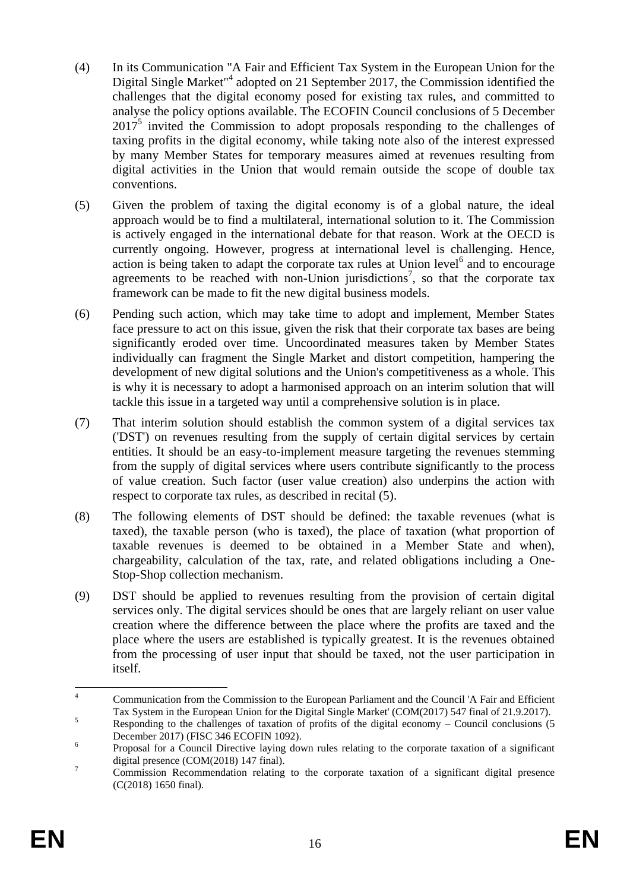(4) In its Communication "A Fair and Efficient Tax System in the European Union for the Digital Single Market"[4] adopted on 21 September 2017, the Commission identified the challenges that the digital economy posed for existing tax rules, and committed to analyse the policy options available. The ECOFIN Council conclusions of 5 December 2017[5] invited the Commission to adopt proposals responding to the challenges of taxing profits in the digital economy, while taking note also of the interest expressed by many Member States for temporary measures aimed at revenues resulting from digital activities in the Union that would remain outside the scope of double tax conventions.

(5) Given the problem of taxing the digital economy is of a global nature, the ideal approach would be to find a multilateral, international solution to it. The Commission is actively engaged in the international debate for that reason. Work at the OECD is currently ongoing. However, progress at international level is challenging. Hence, action is being taken to adapt the corporate tax rules at Union level[6] and to encourage agreements to be reached with non-Union jurisdictions[7], so that the corporate tax framework can be made to fit the new digital business models.

(6) Pending such action, which may take time to adopt and implement, Member States face pressure to act on this issue, given the risk that their corporate tax bases are being significantly eroded over time. Uncoordinated measures taken by Member States individually can fragment the Single Market and distort competition, hampering the development of new digital solutions and the Union's competitiveness as a whole. This is why it is necessary to adopt a harmonised approach on an interim solution that will tackle this issue in a targeted way until a comprehensive solution is in place.

(7) That interim solution should establish the common system of a digital services tax ('DST') on revenues resulting from the supply of certain digital services by certain entities. It should be an easy-to-implement measure targeting the revenues stemming from the supply of digital services where users contribute significantly to the process of value creation. Such factor (user value creation) also underpins the action with respect to corporate tax rules, as described in recital (5).

(8) The following elements of DST should be defined: the taxable revenues (what is taxed), the taxable person (who is taxed), the place of taxation (what proportion of taxable revenues is deemed to be obtained in a Member State and when), chargeability, calculation of the tax, rate, and related obligations including a One-Stop-Shop collection mechanism.

(9) DST should be applied to revenues resulting from the provision of certain digital services only. The digital services should be ones that are largely reliant on user value creation where the difference between the place where the profits are taxed and the place where the users are established is typically greatest. It is the revenues obtained from the processing of user input that should be taxed, not the user participation in itself.

---

[4] Communication from the Commission to the European Parliament and the Council 'A Fair and Efficient Tax System in the European Union for the Digital Single Market' (COM(2017) 547 final of 21.9.2017).

[5] Responding to the challenges of taxation of profits of the digital economy – Council conclusions (5 December 2017) (FISC 346 ECOFIN 1092).

[6] Proposal for a Council Directive laying down rules relating to the corporate taxation of a significant digital presence (COM(2018) 147 final).

[7] Commission Recommendation relating to the corporate taxation of a significant digital presence (C(2018) 1650 final).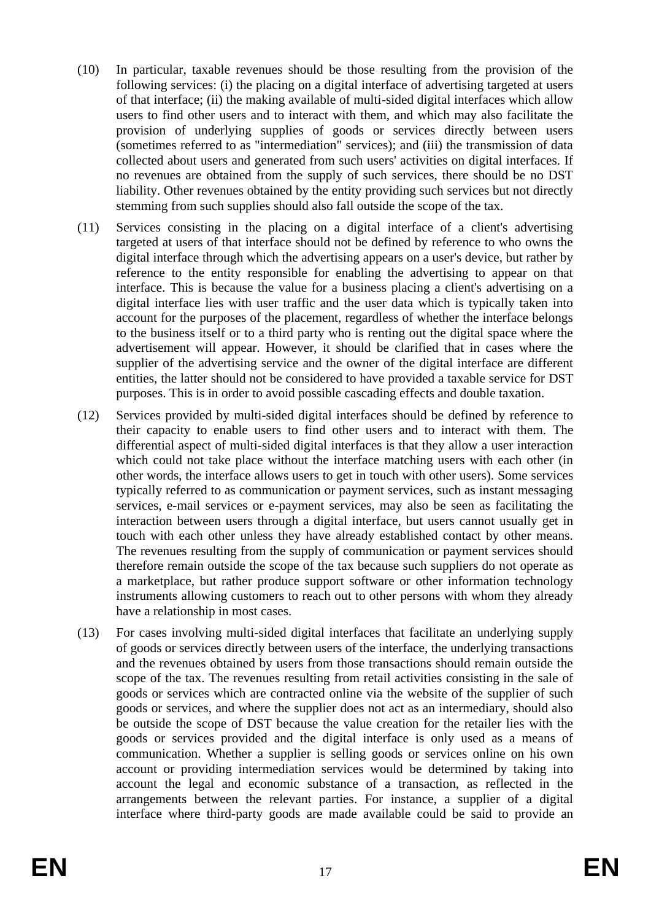(10) In particular, taxable revenues should be those resulting from the provision of the following services: (i) the placing on a digital interface of advertising targeted at users of that interface; (ii) the making available of multi-sided digital interfaces which allow users to find other users and to interact with them, and which may also facilitate the provision of underlying supplies of goods or services directly between users (sometimes referred to as "intermediation" services); and (iii) the transmission of data collected about users and generated from such users' activities on digital interfaces. If no revenues are obtained from the supply of such services, there should be no DST liability. Other revenues obtained by the entity providing such services but not directly stemming from such supplies should also fall outside the scope of the tax.

(11) Services consisting in the placing on a digital interface of a client's advertising targeted at users of that interface should not be defined by reference to who owns the digital interface through which the advertising appears on a user's device, but rather by reference to the entity responsible for enabling the advertising to appear on that interface. This is because the value for a business placing a client's advertising on a digital interface lies with user traffic and the user data which is typically taken into account for the purposes of the placement, regardless of whether the interface belongs to the business itself or to a third party who is renting out the digital space where the advertisement will appear. However, it should be clarified that in cases where the supplier of the advertising service and the owner of the digital interface are different entities, the latter should not be considered to have provided a taxable service for DST purposes. This is in order to avoid possible cascading effects and double taxation.

(12) Services provided by multi-sided digital interfaces should be defined by reference to their capacity to enable users to find other users and to interact with them. The differential aspect of multi-sided digital interfaces is that they allow a user interaction which could not take place without the interface matching users with each other (in other words, the interface allows users to get in touch with other users). Some services typically referred to as communication or payment services, such as instant messaging services, e-mail services or e-payment services, may also be seen as facilitating the interaction between users through a digital interface, but users cannot usually get in touch with each other unless they have already established contact by other means. The revenues resulting from the supply of communication or payment services should therefore remain outside the scope of the tax because such suppliers do not operate as a marketplace, but rather produce support software or other information technology instruments allowing customers to reach out to other persons with whom they already have a relationship in most cases.

(13) For cases involving multi-sided digital interfaces that facilitate an underlying supply of goods or services directly between users of the interface, the underlying transactions and the revenues obtained by users from those transactions should remain outside the scope of the tax. The revenues resulting from retail activities consisting in the sale of goods or services which are contracted online via the website of the supplier of such goods or services, and where the supplier does not act as an intermediary, should also be outside the scope of DST because the value creation for the retailer lies with the goods or services provided and the digital interface is only used as a means of communication. Whether a supplier is selling goods or services online on his own account or providing intermediation services would be determined by taking into account the legal and economic substance of a transaction, as reflected in the arrangements between the relevant parties. For instance, a supplier of a digital interface where third-party goods are made available could be said to provide an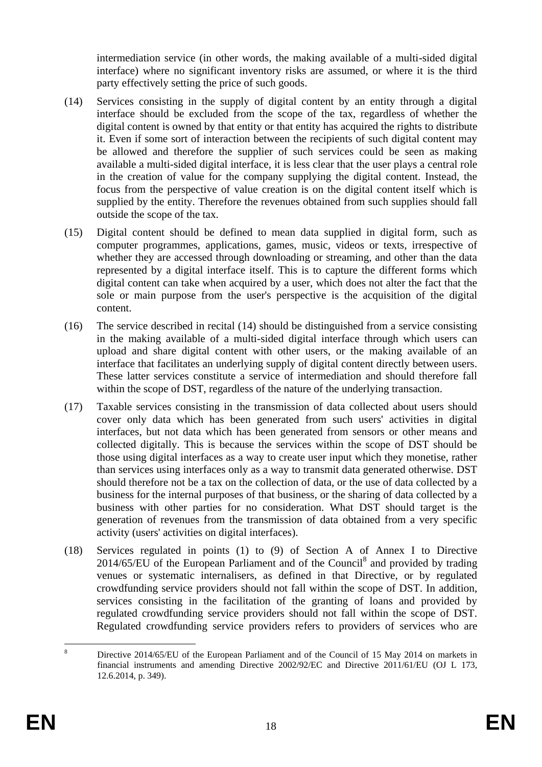intermediation service (in other words, the making available of a multi-sided digital interface) where no significant inventory risks are assumed, or where it is the third party effectively setting the price of such goods.

(14) Services consisting in the supply of digital content by an entity through a digital interface should be excluded from the scope of the tax, regardless of whether the digital content is owned by that entity or that entity has acquired the rights to distribute it. Even if some sort of interaction between the recipients of such digital content may be allowed and therefore the supplier of such services could be seen as making available a multi-sided digital interface, it is less clear that the user plays a central role in the creation of value for the company supplying the digital content. Instead, the focus from the perspective of value creation is on the digital content itself which is supplied by the entity. Therefore the revenues obtained from such supplies should fall outside the scope of the tax.

(15) Digital content should be defined to mean data supplied in digital form, such as computer programmes, applications, games, music, videos or texts, irrespective of whether they are accessed through downloading or streaming, and other than the data represented by a digital interface itself. This is to capture the different forms which digital content can take when acquired by a user, which does not alter the fact that the sole or main purpose from the user's perspective is the acquisition of the digital content.

(16) The service described in recital (14) should be distinguished from a service consisting in the making available of a multi-sided digital interface through which users can upload and share digital content with other users, or the making available of an interface that facilitates an underlying supply of digital content directly between users. These latter services constitute a service of intermediation and should therefore fall within the scope of DST, regardless of the nature of the underlying transaction.

(17) Taxable services consisting in the transmission of data collected about users should cover only data which has been generated from such users' activities in digital interfaces, but not data which has been generated from sensors or other means and collected digitally. This is because the services within the scope of DST should be those using digital interfaces as a way to create user input which they monetise, rather than services using interfaces only as a way to transmit data generated otherwise. DST should therefore not be a tax on the collection of data, or the use of data collected by a business for the internal purposes of that business, or the sharing of data collected by a business with other parties for no consideration. What DST should target is the generation of revenues from the transmission of data obtained from a very specific activity (users' activities on digital interfaces).

(18) Services regulated in points (1) to (9) of Section A of Annex I to Directive 2014/65/EU of the European Parliament and of the Council[8] and provided by trading venues or systematic internalisers, as defined in that Directive, or by regulated crowdfunding service providers should not fall within the scope of DST. In addition, services consisting in the facilitation of the granting of loans and provided by regulated crowdfunding service providers should not fall within the scope of DST. Regulated crowdfunding service providers refers to providers of services who are

[8] Directive 2014/65/EU of the European Parliament and of the Council of 15 May 2014 on markets in financial instruments and amending Directive 2002/92/EC and Directive 2011/61/EU (OJ L 173, 12.6.2014, p. 349).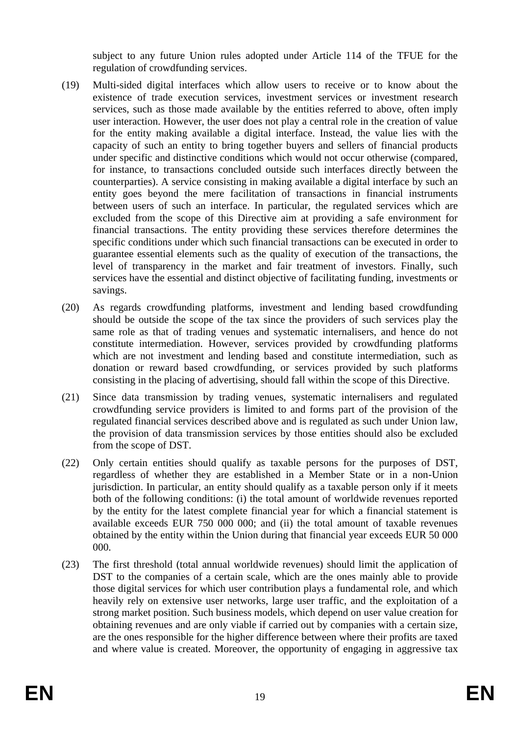subject to any future Union rules adopted under Article 114 of the TFUE for the regulation of crowdfunding services.

(19) Multi-sided digital interfaces which allow users to receive or to know about the existence of trade execution services, investment services or investment research services, such as those made available by the entities referred to above, often imply user interaction. However, the user does not play a central role in the creation of value for the entity making available a digital interface. Instead, the value lies with the capacity of such an entity to bring together buyers and sellers of financial products under specific and distinctive conditions which would not occur otherwise (compared, for instance, to transactions concluded outside such interfaces directly between the counterparties). A service consisting in making available a digital interface by such an entity goes beyond the mere facilitation of transactions in financial instruments between users of such an interface. In particular, the regulated services which are excluded from the scope of this Directive aim at providing a safe environment for financial transactions. The entity providing these services therefore determines the specific conditions under which such financial transactions can be executed in order to guarantee essential elements such as the quality of execution of the transactions, the level of transparency in the market and fair treatment of investors. Finally, such services have the essential and distinct objective of facilitating funding, investments or savings.

(20) As regards crowdfunding platforms, investment and lending based crowdfunding should be outside the scope of the tax since the providers of such services play the same role as that of trading venues and systematic internalisers, and hence do not constitute intermediation. However, services provided by crowdfunding platforms which are not investment and lending based and constitute intermediation, such as donation or reward based crowdfunding, or services provided by such platforms consisting in the placing of advertising, should fall within the scope of this Directive.

(21) Since data transmission by trading venues, systematic internalisers and regulated crowdfunding service providers is limited to and forms part of the provision of the regulated financial services described above and is regulated as such under Union law, the provision of data transmission services by those entities should also be excluded from the scope of DST.

(22) Only certain entities should qualify as taxable persons for the purposes of DST, regardless of whether they are established in a Member State or in a non-Union jurisdiction. In particular, an entity should qualify as a taxable person only if it meets both of the following conditions: (i) the total amount of worldwide revenues reported by the entity for the latest complete financial year for which a financial statement is available exceeds EUR 750 000 000; and (ii) the total amount of taxable revenues obtained by the entity within the Union during that financial year exceeds EUR 50 000 000.

(23) The first threshold (total annual worldwide revenues) should limit the application of DST to the companies of a certain scale, which are the ones mainly able to provide those digital services for which user contribution plays a fundamental role, and which heavily rely on extensive user networks, large user traffic, and the exploitation of a strong market position. Such business models, which depend on user value creation for obtaining revenues and are only viable if carried out by companies with a certain size, are the ones responsible for the higher difference between where their profits are taxed and where value is created. Moreover, the opportunity of engaging in aggressive tax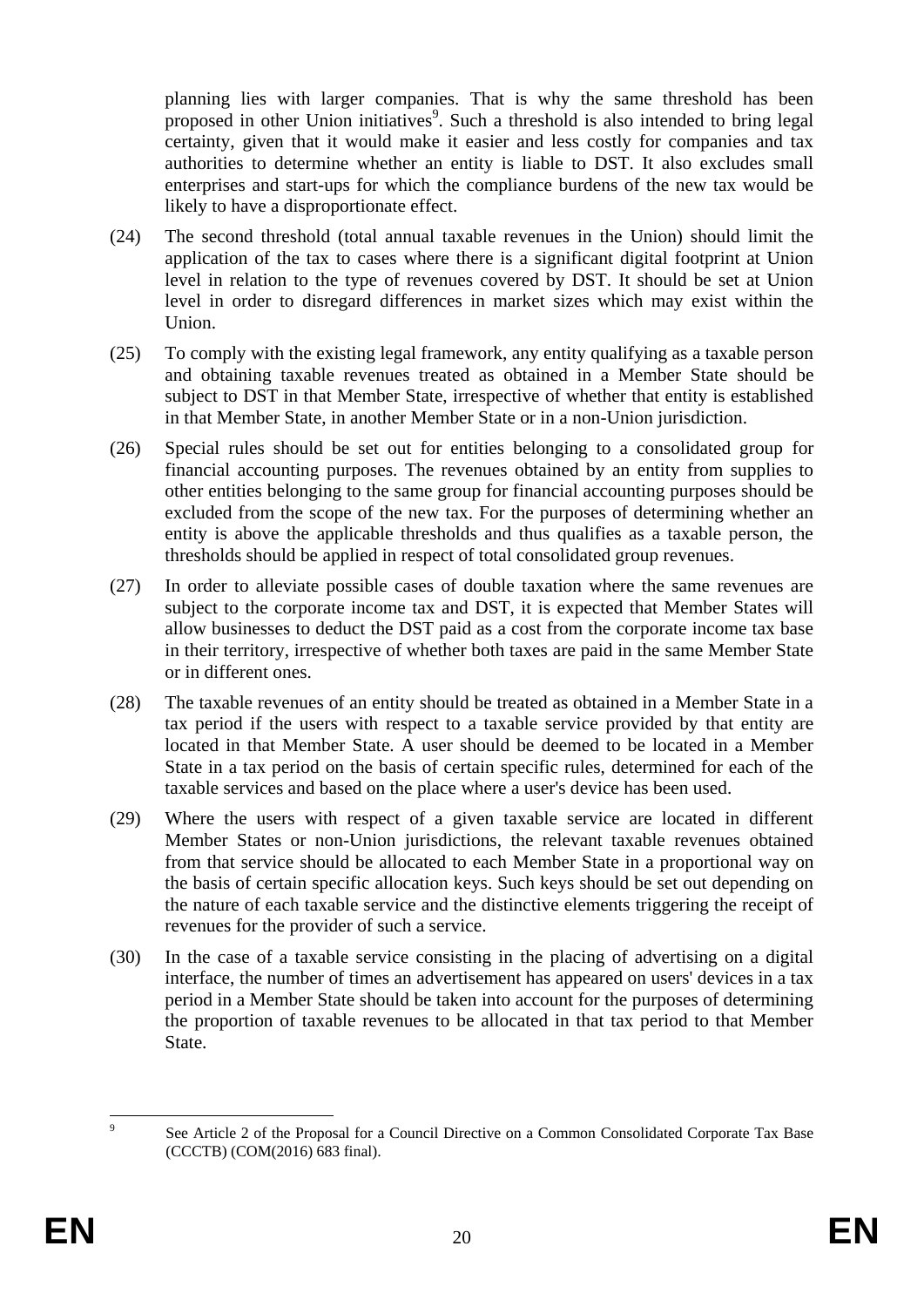planning lies with larger companies. That is why the same threshold has been proposed in other Union initiatives[9]. Such a threshold is also intended to bring legal certainty, given that it would make it easier and less costly for companies and tax authorities to determine whether an entity is liable to DST. It also excludes small enterprises and start-ups for which the compliance burdens of the new tax would be likely to have a disproportionate effect.

(24) The second threshold (total annual taxable revenues in the Union) should limit the application of the tax to cases where there is a significant digital footprint at Union level in relation to the type of revenues covered by DST. It should be set at Union level in order to disregard differences in market sizes which may exist within the Union.

(25) To comply with the existing legal framework, any entity qualifying as a taxable person and obtaining taxable revenues treated as obtained in a Member State should be subject to DST in that Member State, irrespective of whether that entity is established in that Member State, in another Member State or in a non-Union jurisdiction.

(26) Special rules should be set out for entities belonging to a consolidated group for financial accounting purposes. The revenues obtained by an entity from supplies to other entities belonging to the same group for financial accounting purposes should be excluded from the scope of the new tax. For the purposes of determining whether an entity is above the applicable thresholds and thus qualifies as a taxable person, the thresholds should be applied in respect of total consolidated group revenues.

(27) In order to alleviate possible cases of double taxation where the same revenues are subject to the corporate income tax and DST, it is expected that Member States will allow businesses to deduct the DST paid as a cost from the corporate income tax base in their territory, irrespective of whether both taxes are paid in the same Member State or in different ones.

(28) The taxable revenues of an entity should be treated as obtained in a Member State in a tax period if the users with respect to a taxable service provided by that entity are located in that Member State. A user should be deemed to be located in a Member State in a tax period on the basis of certain specific rules, determined for each of the taxable services and based on the place where a user's device has been used.

(29) Where the users with respect of a given taxable service are located in different Member States or non-Union jurisdictions, the relevant taxable revenues obtained from that service should be allocated to each Member State in a proportional way on the basis of certain specific allocation keys. Such keys should be set out depending on the nature of each taxable service and the distinctive elements triggering the receipt of revenues for the provider of such a service.

(30) In the case of a taxable service consisting in the placing of advertising on a digital interface, the number of times an advertisement has appeared on users' devices in a tax period in a Member State should be taken into account for the purposes of determining the proportion of taxable revenues to be allocated in that tax period to that Member State.

---

[9] See Article 2 of the Proposal for a Council Directive on a Common Consolidated Corporate Tax Base (CCCTB) (COM(2016) 683 final).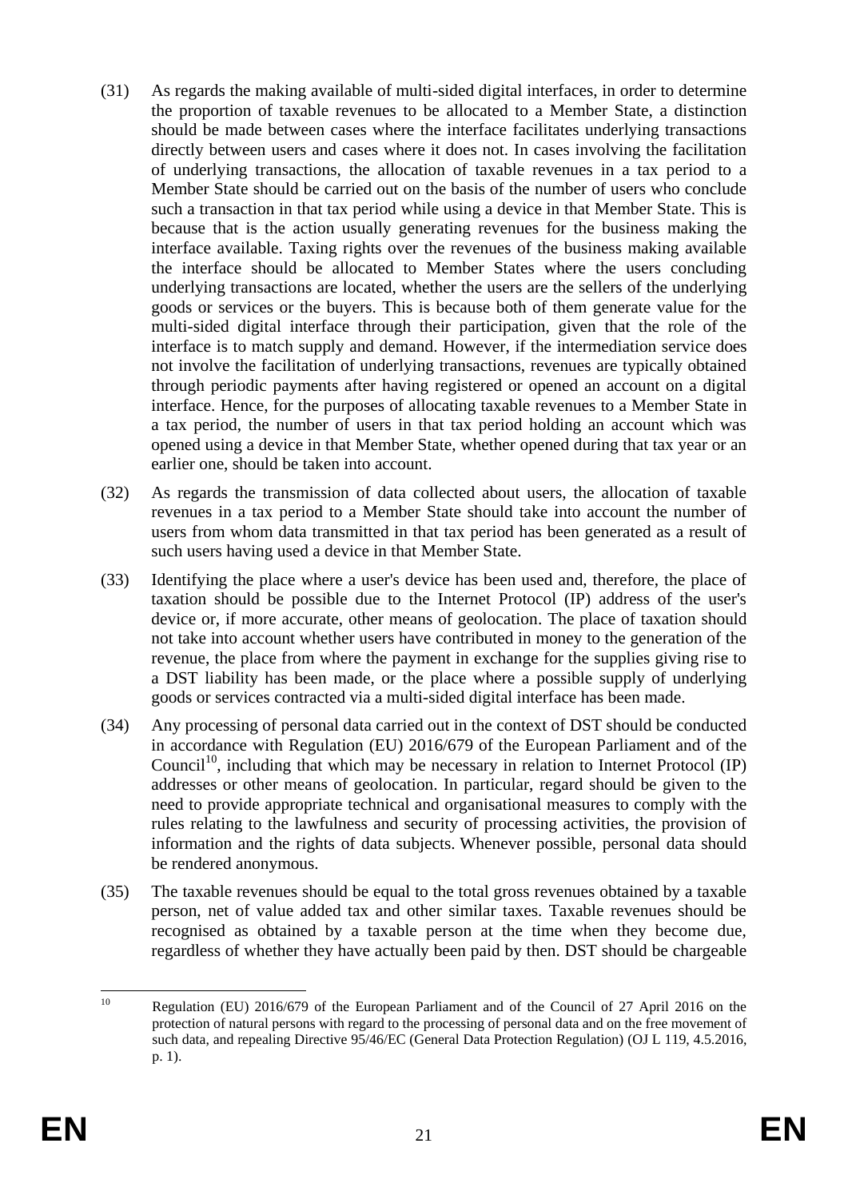(31) As regards the making available of multi-sided digital interfaces, in order to determine the proportion of taxable revenues to be allocated to a Member State, a distinction should be made between cases where the interface facilitates underlying transactions directly between users and cases where it does not. In cases involving the facilitation of underlying transactions, the allocation of taxable revenues in a tax period to a Member State should be carried out on the basis of the number of users who conclude such a transaction in that tax period while using a device in that Member State. This is because that is the action usually generating revenues for the business making the interface available. Taxing rights over the revenues of the business making available the interface should be allocated to Member States where the users concluding underlying transactions are located, whether the users are the sellers of the underlying goods or services or the buyers. This is because both of them generate value for the multi-sided digital interface through their participation, given that the role of the interface is to match supply and demand. However, if the intermediation service does not involve the facilitation of underlying transactions, revenues are typically obtained through periodic payments after having registered or opened an account on a digital interface. Hence, for the purposes of allocating taxable revenues to a Member State in a tax period, the number of users in that tax period holding an account which was opened using a device in that Member State, whether opened during that tax year or an earlier one, should be taken into account.

(32) As regards the transmission of data collected about users, the allocation of taxable revenues in a tax period to a Member State should take into account the number of users from whom data transmitted in that tax period has been generated as a result of such users having used a device in that Member State.

(33) Identifying the place where a user's device has been used and, therefore, the place of taxation should be possible due to the Internet Protocol (IP) address of the user's device or, if more accurate, other means of geolocation. The place of taxation should not take into account whether users have contributed in money to the generation of the revenue, the place from where the payment in exchange for the supplies giving rise to a DST liability has been made, or the place where a possible supply of underlying goods or services contracted via a multi-sided digital interface has been made.

(34) Any processing of personal data carried out in the context of DST should be conducted in accordance with Regulation (EU) 2016/679 of the European Parliament and of the Council[10], including that which may be necessary in relation to Internet Protocol (IP) addresses or other means of geolocation. In particular, regard should be given to the need to provide appropriate technical and organisational measures to comply with the rules relating to the lawfulness and security of processing activities, the provision of information and the rights of data subjects. Whenever possible, personal data should be rendered anonymous.

(35) The taxable revenues should be equal to the total gross revenues obtained by a taxable person, net of value added tax and other similar taxes. Taxable revenues should be recognised as obtained by a taxable person at the time when they become due, regardless of whether they have actually been paid by then. DST should be chargeable

---

[10] Regulation (EU) 2016/679 of the European Parliament and of the Council of 27 April 2016 on the protection of natural persons with regard to the processing of personal data and on the free movement of such data, and repealing Directive 95/46/EC (General Data Protection Regulation) (OJ L 119, 4.5.2016, p. 1).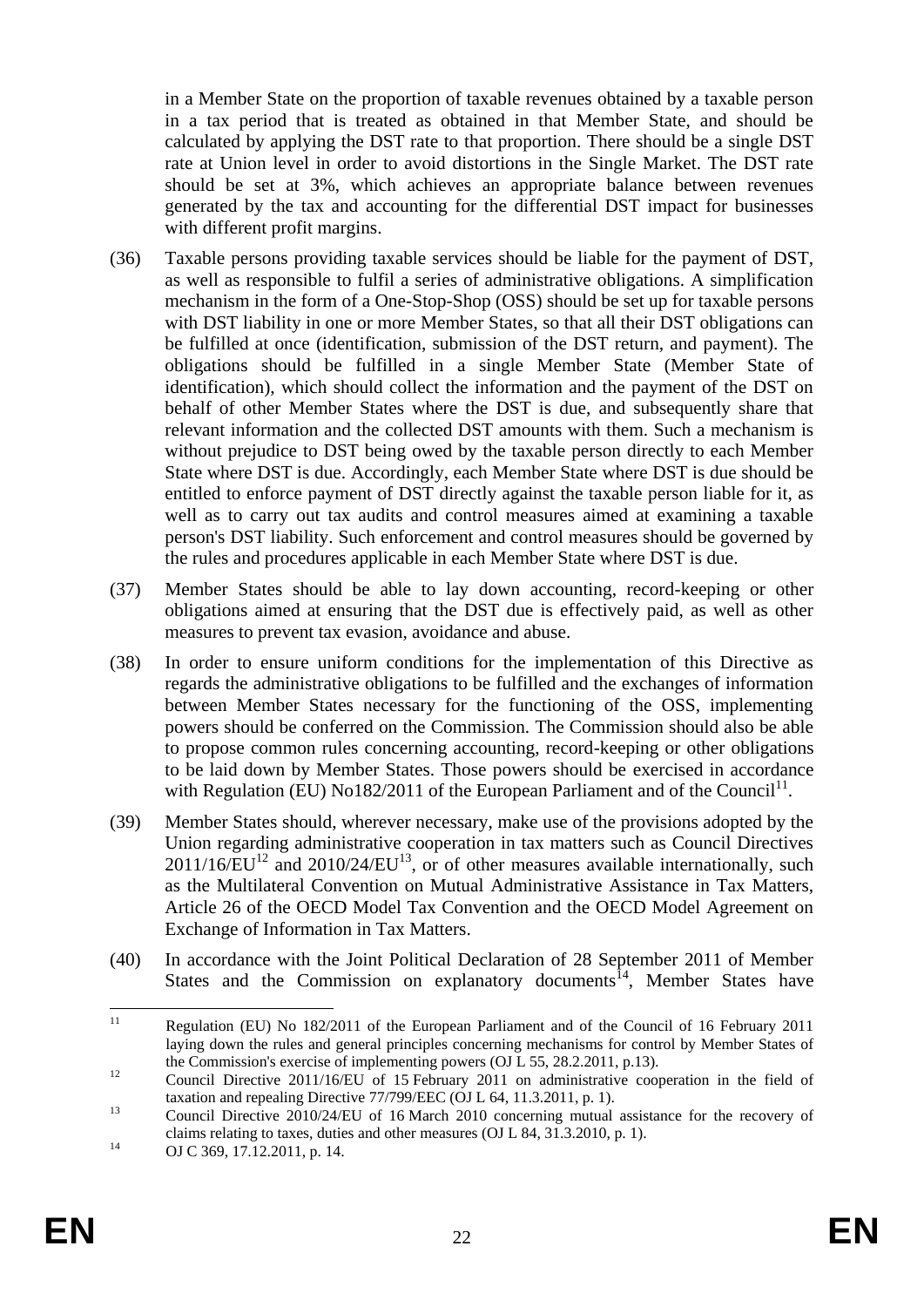in a Member State on the proportion of taxable revenues obtained by a taxable person in a tax period that is treated as obtained in that Member State, and should be calculated by applying the DST rate to that proportion. There should be a single DST rate at Union level in order to avoid distortions in the Single Market. The DST rate should be set at 3%, which achieves an appropriate balance between revenues generated by the tax and accounting for the differential DST impact for businesses with different profit margins.

(36) Taxable persons providing taxable services should be liable for the payment of DST, as well as responsible to fulfil a series of administrative obligations. A simplification mechanism in the form of a One-Stop-Shop (OSS) should be set up for taxable persons with DST liability in one or more Member States, so that all their DST obligations can be fulfilled at once (identification, submission of the DST return, and payment). The obligations should be fulfilled in a single Member State (Member State of identification), which should collect the information and the payment of the DST on behalf of other Member States where the DST is due, and subsequently share that relevant information and the collected DST amounts with them. Such a mechanism is without prejudice to DST being owed by the taxable person directly to each Member State where DST is due. Accordingly, each Member State where DST is due should be entitled to enforce payment of DST directly against the taxable person liable for it, as well as to carry out tax audits and control measures aimed at examining a taxable person's DST liability. Such enforcement and control measures should be governed by the rules and procedures applicable in each Member State where DST is due.

(37) Member States should be able to lay down accounting, record-keeping or other obligations aimed at ensuring that the DST due is effectively paid, as well as other measures to prevent tax evasion, avoidance and abuse.

(38) In order to ensure uniform conditions for the implementation of this Directive as regards the administrative obligations to be fulfilled and the exchanges of information between Member States necessary for the functioning of the OSS, implementing powers should be conferred on the Commission. The Commission should also be able to propose common rules concerning accounting, record-keeping or other obligations to be laid down by Member States. Those powers should be exercised in accordance with Regulation (EU) No182/2011 of the European Parliament and of the Council[11].

(39) Member States should, wherever necessary, make use of the provisions adopted by the Union regarding administrative cooperation in tax matters such as Council Directives 2011/16/EU[12] and 2010/24/EU[13], or of other measures available internationally, such as the Multilateral Convention on Mutual Administrative Assistance in Tax Matters, Article 26 of the OECD Model Tax Convention and the OECD Model Agreement on Exchange of Information in Tax Matters.

(40) In accordance with the Joint Political Declaration of 28 September 2011 of Member States and the Commission on explanatory documents[14], Member States have

---

[11] Regulation (EU) No 182/2011 of the European Parliament and of the Council of 16 February 2011 laying down the rules and general principles concerning mechanisms for control by Member States of the Commission's exercise of implementing powers (OJ L 55, 28.2.2011, p.13).

[12] Council Directive 2011/16/EU of 15 February 2011 on administrative cooperation in the field of taxation and repealing Directive 77/799/EEC (OJ L 64, 11.3.2011, p. 1).

[13] Council Directive 2010/24/EU of 16 March 2010 concerning mutual assistance for the recovery of claims relating to taxes, duties and other measures (OJ L 84, 31.3.2010, p. 1).

[14] OJ C 369, 17.12.2011, p. 14.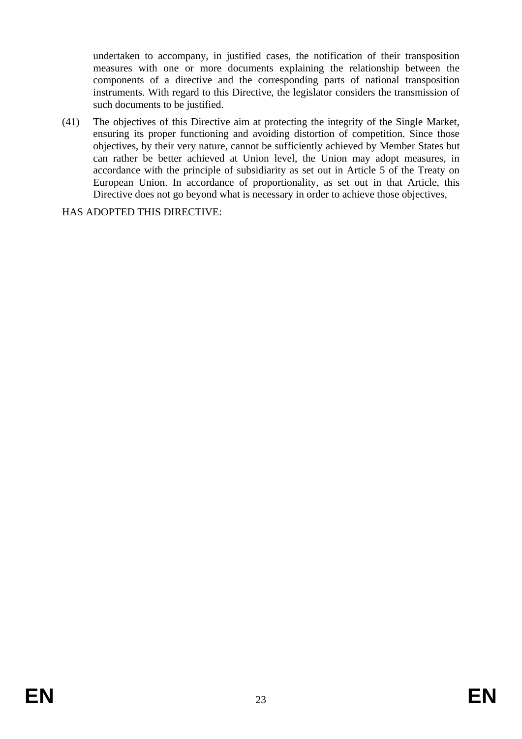undertaken to accompany, in justified cases, the notification of their transposition measures with one or more documents explaining the relationship between the components of a directive and the corresponding parts of national transposition instruments. With regard to this Directive, the legislator considers the transmission of such documents to be justified.

(41) The objectives of this Directive aim at protecting the integrity of the Single Market, ensuring its proper functioning and avoiding distortion of competition. Since those objectives, by their very nature, cannot be sufficiently achieved by Member States but can rather be better achieved at Union level, the Union may adopt measures, in accordance with the principle of subsidiarity as set out in Article 5 of the Treaty on European Union. In accordance of proportionality, as set out in that Article, this Directive does not go beyond what is necessary in order to achieve those objectives,

HAS ADOPTED THIS DIRECTIVE: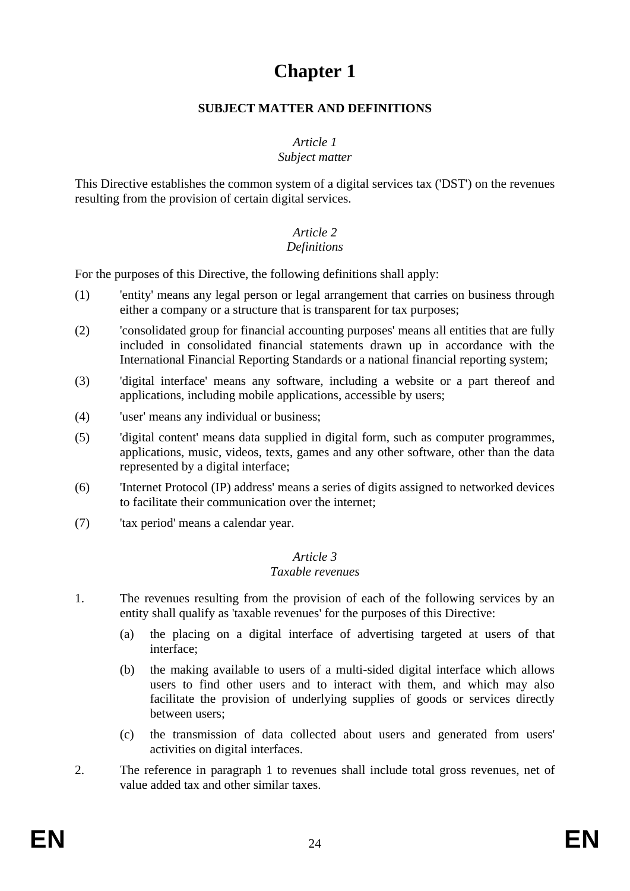# Chapter 1

## SUBJECT MATTER AND DEFINITIONS

### *Article 1*
### *Subject matter*

This Directive establishes the common system of a digital services tax ('DST') on the revenues resulting from the provision of certain digital services.

### *Article 2*
### *Definitions*

For the purposes of this Directive, the following definitions shall apply:

(1) 'entity' means any legal person or legal arrangement that carries on business through either a company or a structure that is transparent for tax purposes;

(2) 'consolidated group for financial accounting purposes' means all entities that are fully included in consolidated financial statements drawn up in accordance with the International Financial Reporting Standards or a national financial reporting system;

(3) 'digital interface' means any software, including a website or a part thereof and applications, including mobile applications, accessible by users;

(4) 'user' means any individual or business;

(5) 'digital content' means data supplied in digital form, such as computer programmes, applications, music, videos, texts, games and any other software, other than the data represented by a digital interface;

(6) 'Internet Protocol (IP) address' means a series of digits assigned to networked devices to facilitate their communication over the internet;

(7) 'tax period' means a calendar year.

### *Article 3*
### *Taxable revenues*

1. The revenues resulting from the provision of each of the following services by an entity shall qualify as 'taxable revenues' for the purposes of this Directive:

   (a) the placing on a digital interface of advertising targeted at users of that interface;

   (b) the making available to users of a multi-sided digital interface which allows users to find other users and to interact with them, and which may also facilitate the provision of underlying supplies of goods or services directly between users;

   (c) the transmission of data collected about users and generated from users' activities on digital interfaces.

2. The reference in paragraph 1 to revenues shall include total gross revenues, net of value added tax and other similar taxes.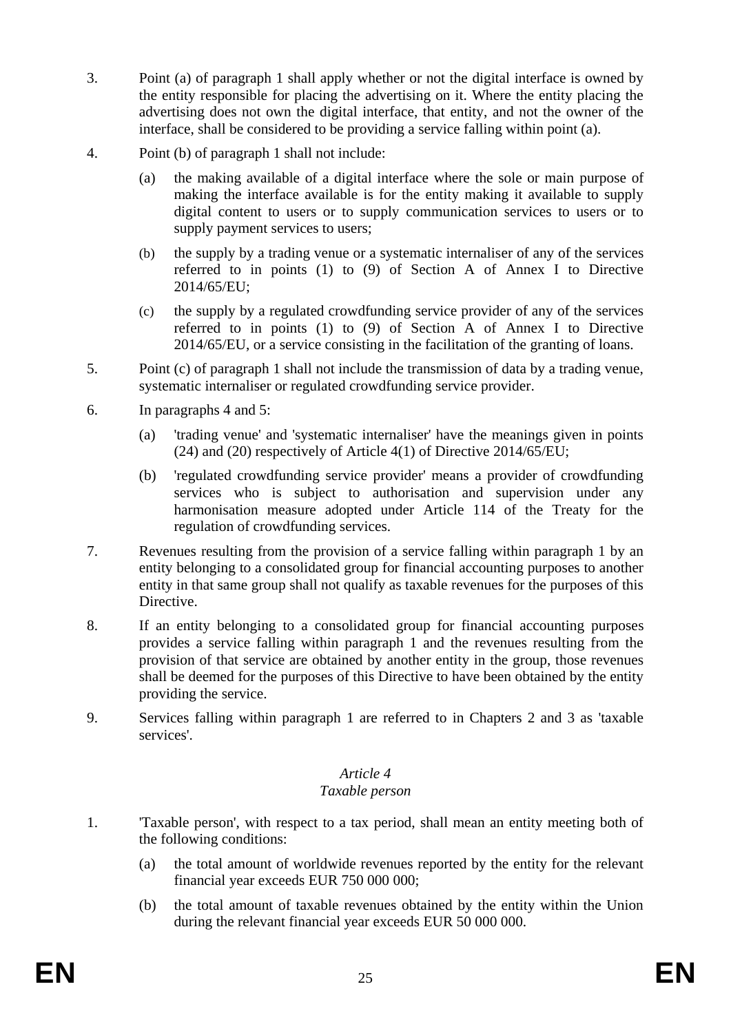3. Point (a) of paragraph 1 shall apply whether or not the digital interface is owned by the entity responsible for placing the advertising on it. Where the entity placing the advertising does not own the digital interface, that entity, and not the owner of the interface, shall be considered to be providing a service falling within point (a).

4. Point (b) of paragraph 1 shall not include:

   (a) the making available of a digital interface where the sole or main purpose of making the interface available is for the entity making it available to supply digital content to users or to supply communication services to users or to supply payment services to users;

   (b) the supply by a trading venue or a systematic internaliser of any of the services referred to in points (1) to (9) of Section A of Annex I to Directive 2014/65/EU;

   (c) the supply by a regulated crowdfunding service provider of any of the services referred to in points (1) to (9) of Section A of Annex I to Directive 2014/65/EU, or a service consisting in the facilitation of the granting of loans.

5. Point (c) of paragraph 1 shall not include the transmission of data by a trading venue, systematic internaliser or regulated crowdfunding service provider.

6. In paragraphs 4 and 5:

   (a) 'trading venue' and 'systematic internaliser' have the meanings given in points (24) and (20) respectively of Article 4(1) of Directive 2014/65/EU;

   (b) 'regulated crowdfunding service provider' means a provider of crowdfunding services who is subject to authorisation and supervision under any harmonisation measure adopted under Article 114 of the Treaty for the regulation of crowdfunding services.

7. Revenues resulting from the provision of a service falling within paragraph 1 by an entity belonging to a consolidated group for financial accounting purposes to another entity in that same group shall not qualify as taxable revenues for the purposes of this Directive.

8. If an entity belonging to a consolidated group for financial accounting purposes provides a service falling within paragraph 1 and the revenues resulting from the provision of that service are obtained by another entity in the group, those revenues shall be deemed for the purposes of this Directive to have been obtained by the entity providing the service.

9. Services falling within paragraph 1 are referred to in Chapters 2 and 3 as 'taxable services'.

*Article 4*

*Taxable person*

1. 'Taxable person', with respect to a tax period, shall mean an entity meeting both of the following conditions:

   (a) the total amount of worldwide revenues reported by the entity for the relevant financial year exceeds EUR 750 000 000;

   (b) the total amount of taxable revenues obtained by the entity within the Union during the relevant financial year exceeds EUR 50 000 000.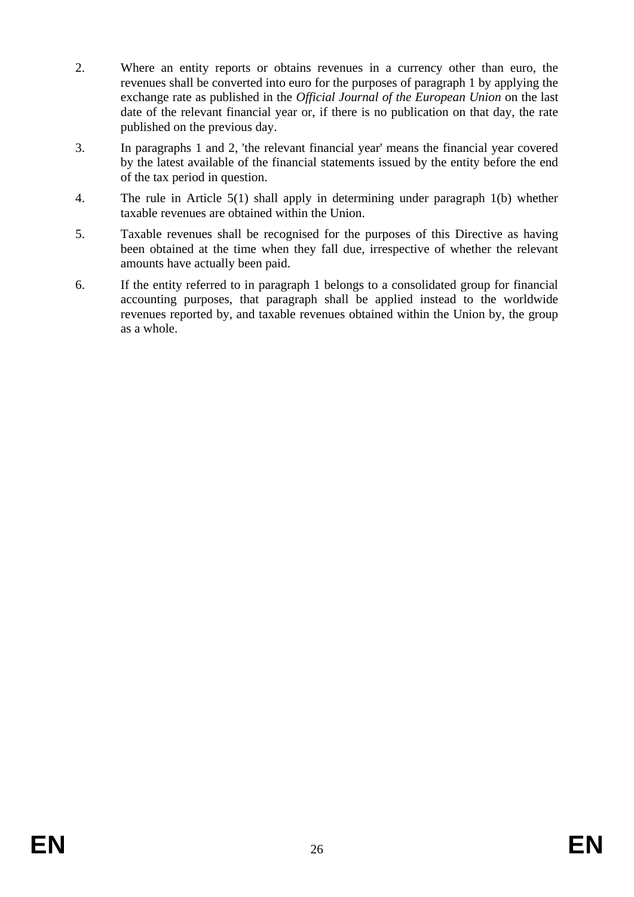2. Where an entity reports or obtains revenues in a currency other than euro, the revenues shall be converted into euro for the purposes of paragraph 1 by applying the exchange rate as published in the *Official Journal of the European Union* on the last date of the relevant financial year or, if there is no publication on that day, the rate published on the previous day.

3. In paragraphs 1 and 2, 'the relevant financial year' means the financial year covered by the latest available of the financial statements issued by the entity before the end of the tax period in question.

4. The rule in Article 5(1) shall apply in determining under paragraph 1(b) whether taxable revenues are obtained within the Union.

5. Taxable revenues shall be recognised for the purposes of this Directive as having been obtained at the time when they fall due, irrespective of whether the relevant amounts have actually been paid.

6. If the entity referred to in paragraph 1 belongs to a consolidated group for financial accounting purposes, that paragraph shall be applied instead to the worldwide revenues reported by, and taxable revenues obtained within the Union by, the group as a whole.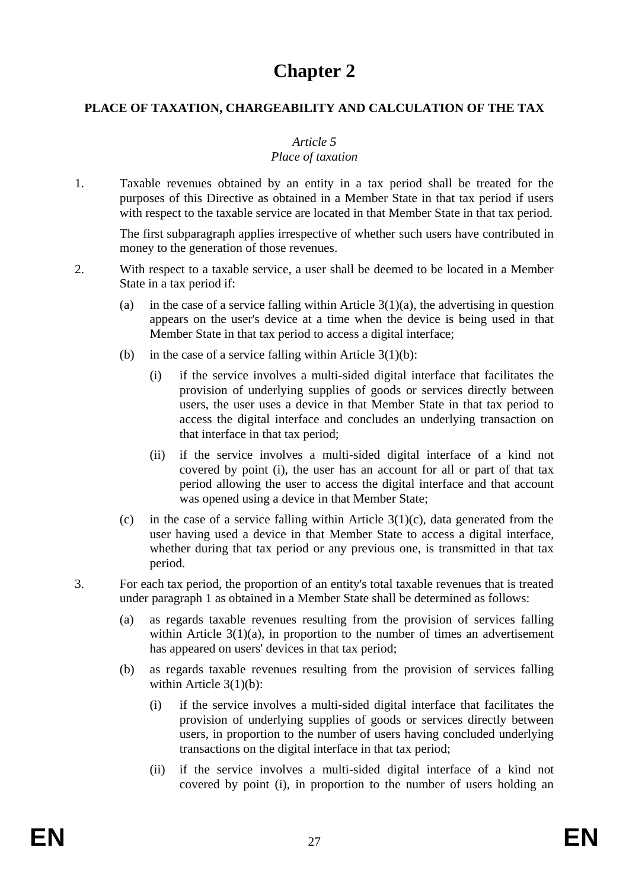# Chapter 2

## PLACE OF TAXATION, CHARGEABILITY AND CALCULATION OF THE TAX

*Article 5*
*Place of taxation*

1. Taxable revenues obtained by an entity in a tax period shall be treated for the purposes of this Directive as obtained in a Member State in that tax period if users with respect to the taxable service are located in that Member State in that tax period.

   The first subparagraph applies irrespective of whether such users have contributed in money to the generation of those revenues.

2. With respect to a taxable service, a user shall be deemed to be located in a Member State in a tax period if:

   (a) in the case of a service falling within Article 3(1)(a), the advertising in question appears on the user's device at a time when the device is being used in that Member State in that tax period to access a digital interface;

   (b) in the case of a service falling within Article 3(1)(b):

      (i) if the service involves a multi-sided digital interface that facilitates the provision of underlying supplies of goods or services directly between users, the user uses a device in that Member State in that tax period to access the digital interface and concludes an underlying transaction on that interface in that tax period;

      (ii) if the service involves a multi-sided digital interface of a kind not covered by point (i), the user has an account for all or part of that tax period allowing the user to access the digital interface and that account was opened using a device in that Member State;

   (c) in the case of a service falling within Article 3(1)(c), data generated from the user having used a device in that Member State to access a digital interface, whether during that tax period or any previous one, is transmitted in that tax period.

3. For each tax period, the proportion of an entity's total taxable revenues that is treated under paragraph 1 as obtained in a Member State shall be determined as follows:

   (a) as regards taxable revenues resulting from the provision of services falling within Article 3(1)(a), in proportion to the number of times an advertisement has appeared on users' devices in that tax period;

   (b) as regards taxable revenues resulting from the provision of services falling within Article 3(1)(b):

      (i) if the service involves a multi-sided digital interface that facilitates the provision of underlying supplies of goods or services directly between users, in proportion to the number of users having concluded underlying transactions on the digital interface in that tax period;

      (ii) if the service involves a multi-sided digital interface of a kind not covered by point (i), in proportion to the number of users holding an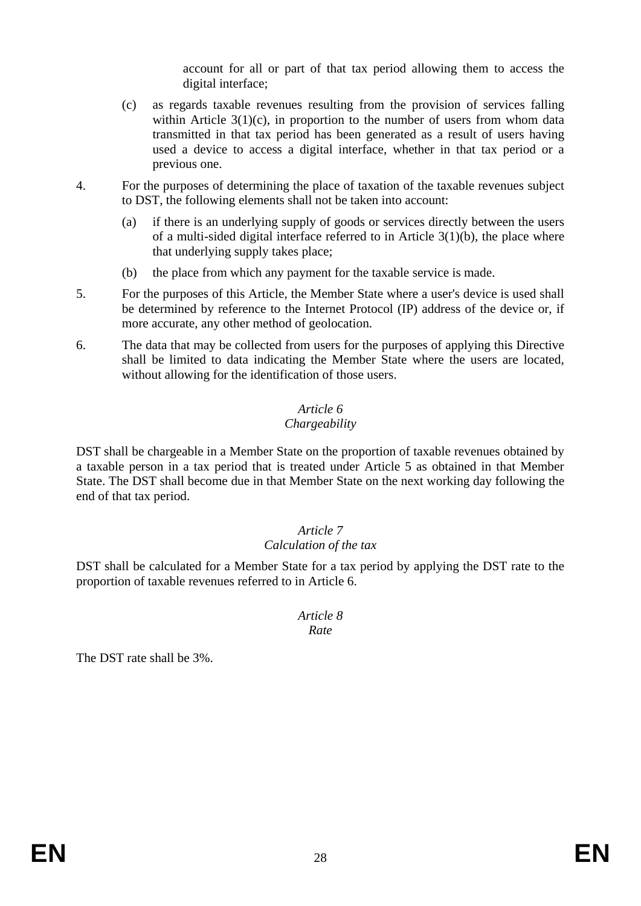account for all or part of that tax period allowing them to access the digital interface;

(c) as regards taxable revenues resulting from the provision of services falling within Article 3(1)(c), in proportion to the number of users from whom data transmitted in that tax period has been generated as a result of users having used a device to access a digital interface, whether in that tax period or a previous one.

4. For the purposes of determining the place of taxation of the taxable revenues subject to DST, the following elements shall not be taken into account:

   (a) if there is an underlying supply of goods or services directly between the users of a multi-sided digital interface referred to in Article 3(1)(b), the place where that underlying supply takes place;

   (b) the place from which any payment for the taxable service is made.

5. For the purposes of this Article, the Member State where a user's device is used shall be determined by reference to the Internet Protocol (IP) address of the device or, if more accurate, any other method of geolocation.

6. The data that may be collected from users for the purposes of applying this Directive shall be limited to data indicating the Member State where the users are located, without allowing for the identification of those users.

*Article 6*
*Chargeability*

DST shall be chargeable in a Member State on the proportion of taxable revenues obtained by a taxable person in a tax period that is treated under Article 5 as obtained in that Member State. The DST shall become due in that Member State on the next working day following the end of that tax period.

*Article 7*
*Calculation of the tax*

DST shall be calculated for a Member State for a tax period by applying the DST rate to the proportion of taxable revenues referred to in Article 6.

*Article 8*
*Rate*

The DST rate shall be 3%.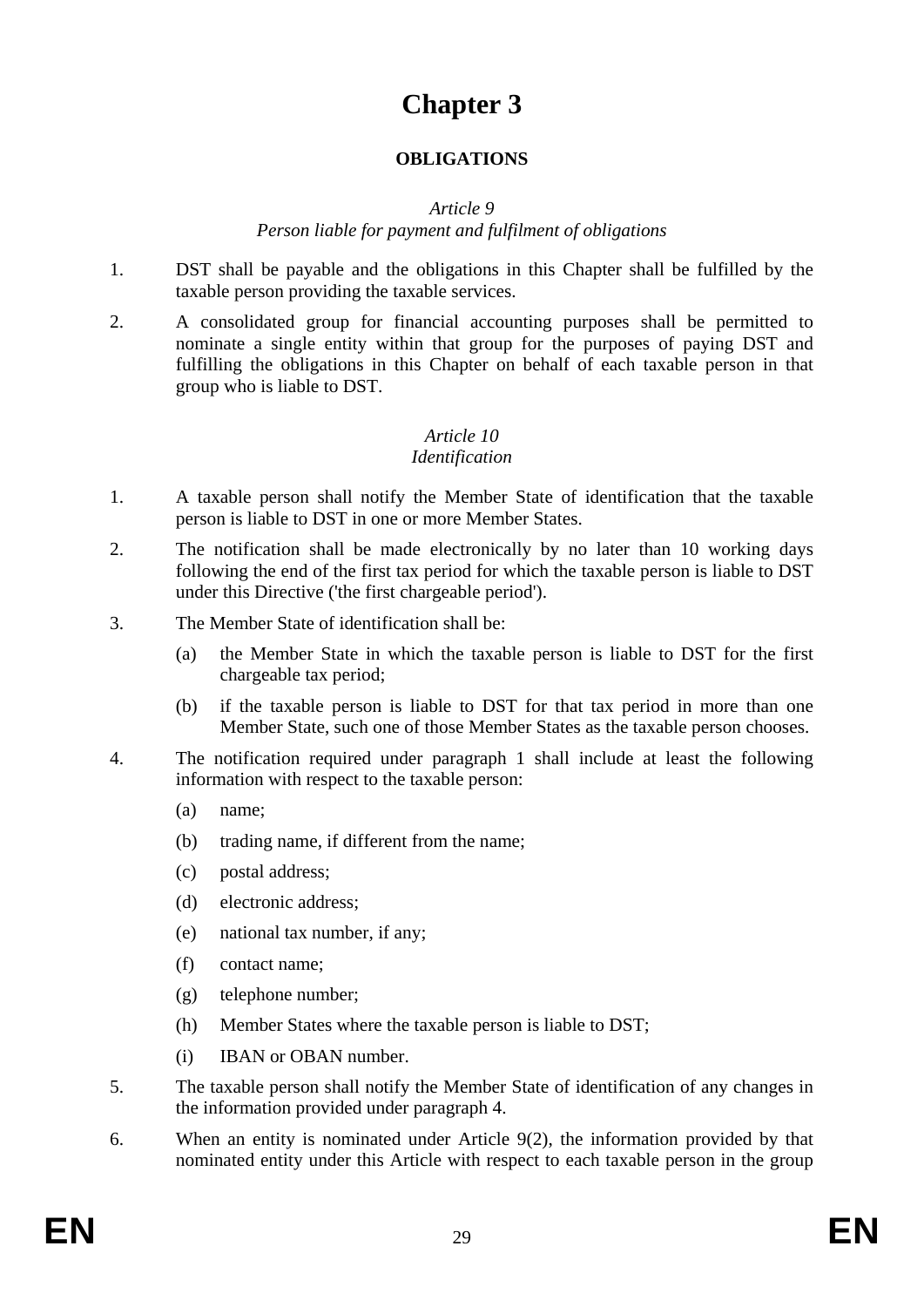# Chapter 3

## OBLIGATIONS

### *Article 9*
### *Person liable for payment and fulfilment of obligations*

1. DST shall be payable and the obligations in this Chapter shall be fulfilled by the taxable person providing the taxable services.

2. A consolidated group for financial accounting purposes shall be permitted to nominate a single entity within that group for the purposes of paying DST and fulfilling the obligations in this Chapter on behalf of each taxable person in that group who is liable to DST.

### *Article 10*
### *Identification*

1. A taxable person shall notify the Member State of identification that the taxable person is liable to DST in one or more Member States.

2. The notification shall be made electronically by no later than 10 working days following the end of the first tax period for which the taxable person is liable to DST under this Directive ('the first chargeable period').

3. The Member State of identification shall be:

   (a) the Member State in which the taxable person is liable to DST for the first chargeable tax period;

   (b) if the taxable person is liable to DST for that tax period in more than one Member State, such one of those Member States as the taxable person chooses.

4. The notification required under paragraph 1 shall include at least the following information with respect to the taxable person:

   (a) name;

   (b) trading name, if different from the name;

   (c) postal address;

   (d) electronic address;

   (e) national tax number, if any;

   (f) contact name;

   (g) telephone number;

   (h) Member States where the taxable person is liable to DST;

   (i) IBAN or OBAN number.

5. The taxable person shall notify the Member State of identification of any changes in the information provided under paragraph 4.

6. When an entity is nominated under Article 9(2), the information provided by that nominated entity under this Article with respect to each taxable person in the group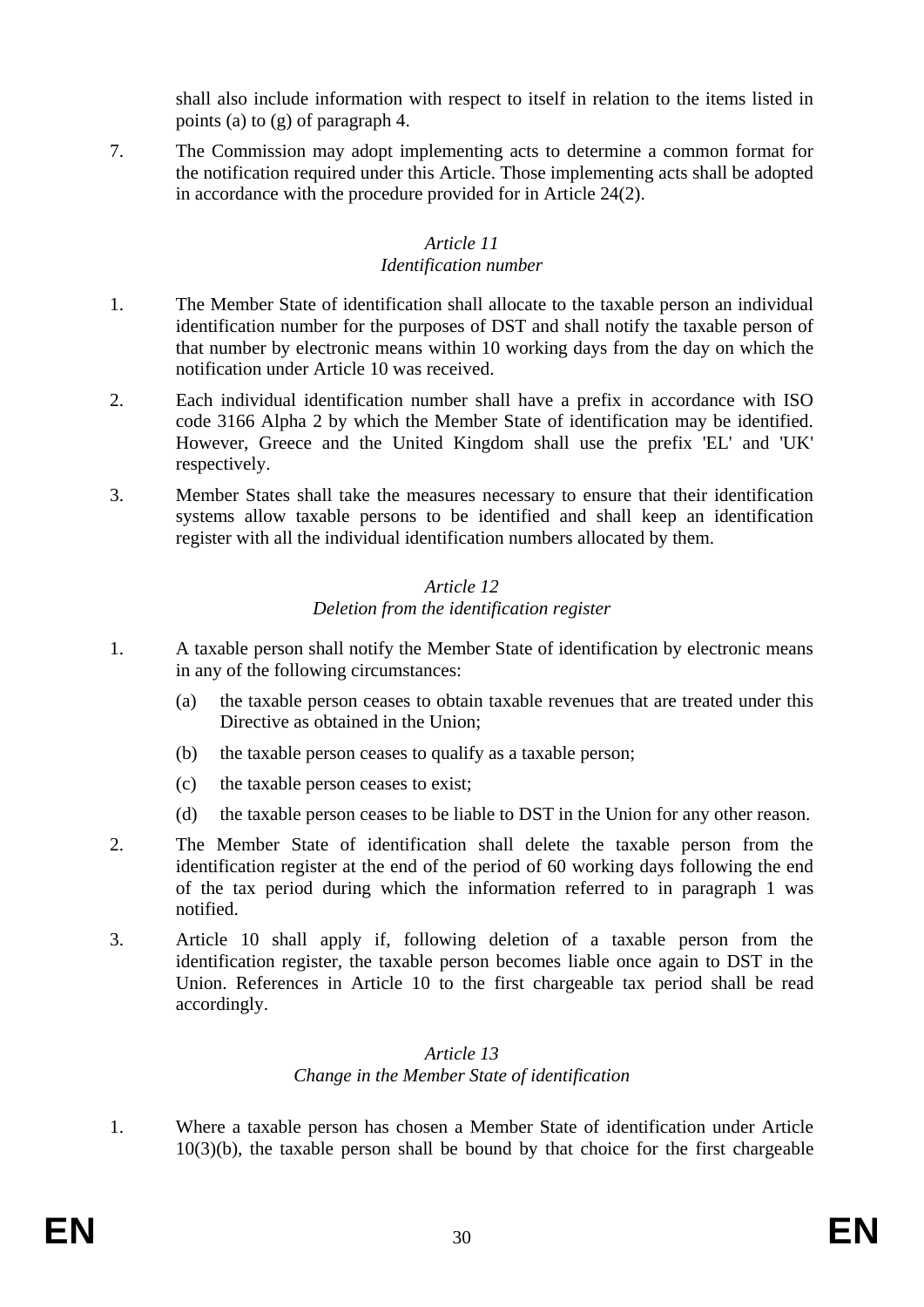shall also include information with respect to itself in relation to the items listed in points (a) to (g) of paragraph 4.

7. The Commission may adopt implementing acts to determine a common format for the notification required under this Article. Those implementing acts shall be adopted in accordance with the procedure provided for in Article 24(2).

*Article 11*
*Identification number*

1. The Member State of identification shall allocate to the taxable person an individual identification number for the purposes of DST and shall notify the taxable person of that number by electronic means within 10 working days from the day on which the notification under Article 10 was received.

2. Each individual identification number shall have a prefix in accordance with ISO code 3166 Alpha 2 by which the Member State of identification may be identified. However, Greece and the United Kingdom shall use the prefix 'EL' and 'UK' respectively.

3. Member States shall take the measures necessary to ensure that their identification systems allow taxable persons to be identified and shall keep an identification register with all the individual identification numbers allocated by them.

*Article 12*
*Deletion from the identification register*

1. A taxable person shall notify the Member State of identification by electronic means in any of the following circumstances:

   (a) the taxable person ceases to obtain taxable revenues that are treated under this Directive as obtained in the Union;

   (b) the taxable person ceases to qualify as a taxable person;

   (c) the taxable person ceases to exist;

   (d) the taxable person ceases to be liable to DST in the Union for any other reason.

2. The Member State of identification shall delete the taxable person from the identification register at the end of the period of 60 working days following the end of the tax period during which the information referred to in paragraph 1 was notified.

3. Article 10 shall apply if, following deletion of a taxable person from the identification register, the taxable person becomes liable once again to DST in the Union. References in Article 10 to the first chargeable tax period shall be read accordingly.

*Article 13*
*Change in the Member State of identification*

1. Where a taxable person has chosen a Member State of identification under Article 10(3)(b), the taxable person shall be bound by that choice for the first chargeable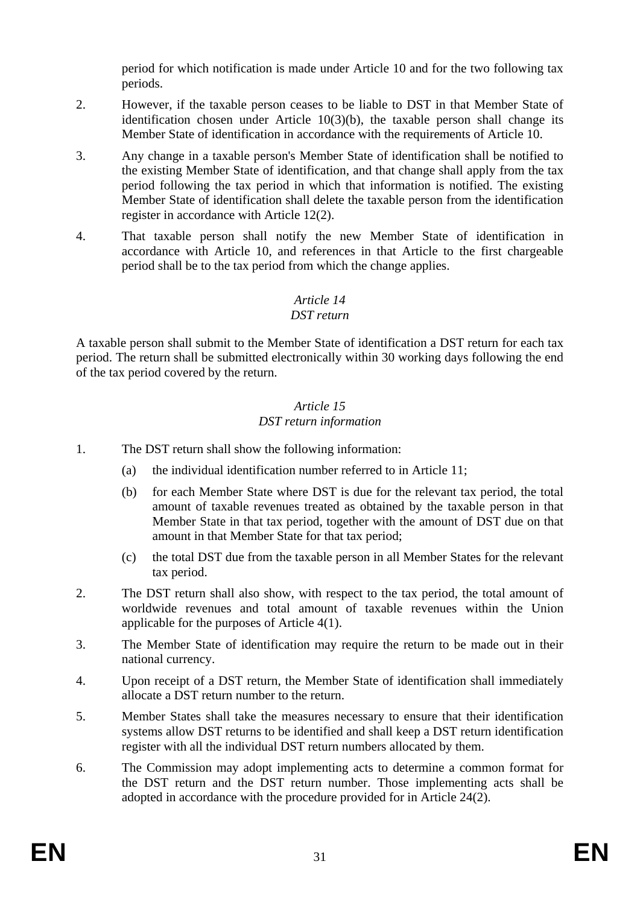period for which notification is made under Article 10 and for the two following tax periods.

2. However, if the taxable person ceases to be liable to DST in that Member State of identification chosen under Article 10(3)(b), the taxable person shall change its Member State of identification in accordance with the requirements of Article 10.

3. Any change in a taxable person's Member State of identification shall be notified to the existing Member State of identification, and that change shall apply from the tax period following the tax period in which that information is notified. The existing Member State of identification shall delete the taxable person from the identification register in accordance with Article 12(2).

4. That taxable person shall notify the new Member State of identification in accordance with Article 10, and references in that Article to the first chargeable period shall be to the tax period from which the change applies.

*Article 14*
*DST return*

A taxable person shall submit to the Member State of identification a DST return for each tax period. The return shall be submitted electronically within 30 working days following the end of the tax period covered by the return.

*Article 15*
*DST return information*

1. The DST return shall show the following information:

   (a) the individual identification number referred to in Article 11;

   (b) for each Member State where DST is due for the relevant tax period, the total amount of taxable revenues treated as obtained by the taxable person in that Member State in that tax period, together with the amount of DST due on that amount in that Member State for that tax period;

   (c) the total DST due from the taxable person in all Member States for the relevant tax period.

2. The DST return shall also show, with respect to the tax period, the total amount of worldwide revenues and total amount of taxable revenues within the Union applicable for the purposes of Article 4(1).

3. The Member State of identification may require the return to be made out in their national currency.

4. Upon receipt of a DST return, the Member State of identification shall immediately allocate a DST return number to the return.

5. Member States shall take the measures necessary to ensure that their identification systems allow DST returns to be identified and shall keep a DST return identification register with all the individual DST return numbers allocated by them.

6. The Commission may adopt implementing acts to determine a common format for the DST return and the DST return number. Those implementing acts shall be adopted in accordance with the procedure provided for in Article 24(2).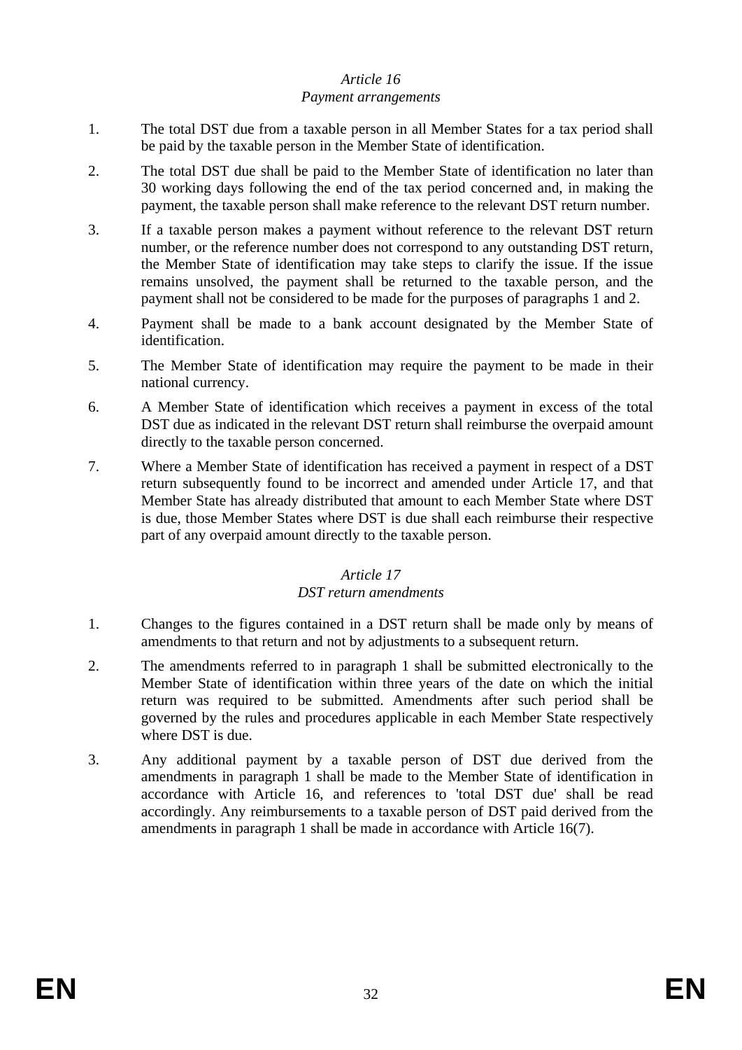*Article 16*
*Payment arrangements*

1. The total DST due from a taxable person in all Member States for a tax period shall be paid by the taxable person in the Member State of identification.
2. The total DST due shall be paid to the Member State of identification no later than 30 working days following the end of the tax period concerned and, in making the payment, the taxable person shall make reference to the relevant DST return number.
3. If a taxable person makes a payment without reference to the relevant DST return number, or the reference number does not correspond to any outstanding DST return, the Member State of identification may take steps to clarify the issue. If the issue remains unsolved, the payment shall be returned to the taxable person, and the payment shall not be considered to be made for the purposes of paragraphs 1 and 2.
4. Payment shall be made to a bank account designated by the Member State of identification.
5. The Member State of identification may require the payment to be made in their national currency.
6. A Member State of identification which receives a payment in excess of the total DST due as indicated in the relevant DST return shall reimburse the overpaid amount directly to the taxable person concerned.
7. Where a Member State of identification has received a payment in respect of a DST return subsequently found to be incorrect and amended under Article 17, and that Member State has already distributed that amount to each Member State where DST is due, those Member States where DST is due shall each reimburse their respective part of any overpaid amount directly to the taxable person.

*Article 17*
*DST return amendments*

1. Changes to the figures contained in a DST return shall be made only by means of amendments to that return and not by adjustments to a subsequent return.
2. The amendments referred to in paragraph 1 shall be submitted electronically to the Member State of identification within three years of the date on which the initial return was required to be submitted. Amendments after such period shall be governed by the rules and procedures applicable in each Member State respectively where DST is due.
3. Any additional payment by a taxable person of DST due derived from the amendments in paragraph 1 shall be made to the Member State of identification in accordance with Article 16, and references to 'total DST due' shall be read accordingly. Any reimbursements to a taxable person of DST paid derived from the amendments in paragraph 1 shall be made in accordance with Article 16(7).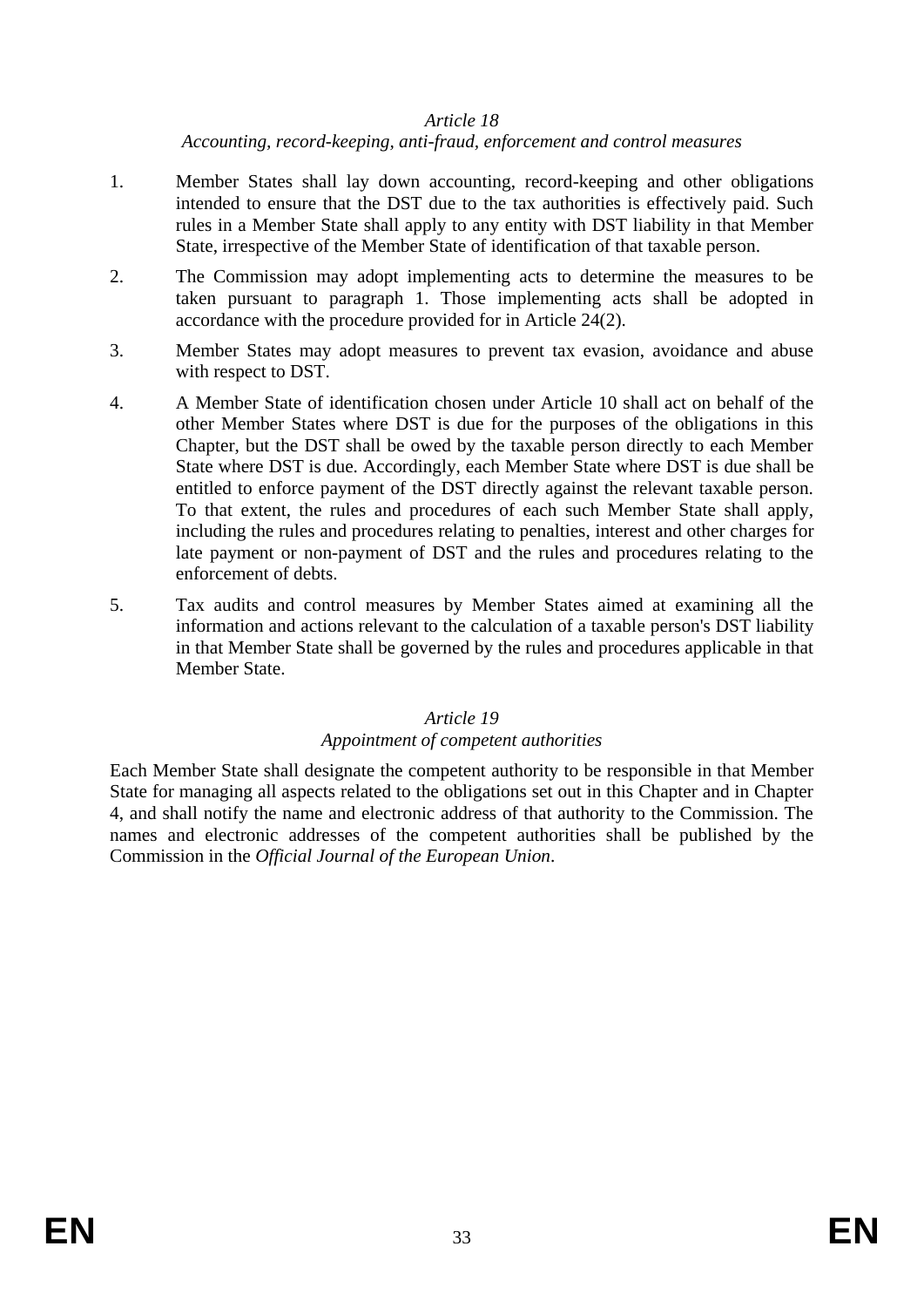*Article 18*

*Accounting, record-keeping, anti-fraud, enforcement and control measures*

1. Member States shall lay down accounting, record-keeping and other obligations intended to ensure that the DST due to the tax authorities is effectively paid. Such rules in a Member State shall apply to any entity with DST liability in that Member State, irrespective of the Member State of identification of that taxable person.

2. The Commission may adopt implementing acts to determine the measures to be taken pursuant to paragraph 1. Those implementing acts shall be adopted in accordance with the procedure provided for in Article 24(2).

3. Member States may adopt measures to prevent tax evasion, avoidance and abuse with respect to DST.

4. A Member State of identification chosen under Article 10 shall act on behalf of the other Member States where DST is due for the purposes of the obligations in this Chapter, but the DST shall be owed by the taxable person directly to each Member State where DST is due. Accordingly, each Member State where DST is due shall be entitled to enforce payment of the DST directly against the relevant taxable person. To that extent, the rules and procedures of each such Member State shall apply, including the rules and procedures relating to penalties, interest and other charges for late payment or non-payment of DST and the rules and procedures relating to the enforcement of debts.

5. Tax audits and control measures by Member States aimed at examining all the information and actions relevant to the calculation of a taxable person's DST liability in that Member State shall be governed by the rules and procedures applicable in that Member State.

*Article 19*

*Appointment of competent authorities*

Each Member State shall designate the competent authority to be responsible in that Member State for managing all aspects related to the obligations set out in this Chapter and in Chapter 4, and shall notify the name and electronic address of that authority to the Commission. The names and electronic addresses of the competent authorities shall be published by the Commission in the *Official Journal of the European Union*.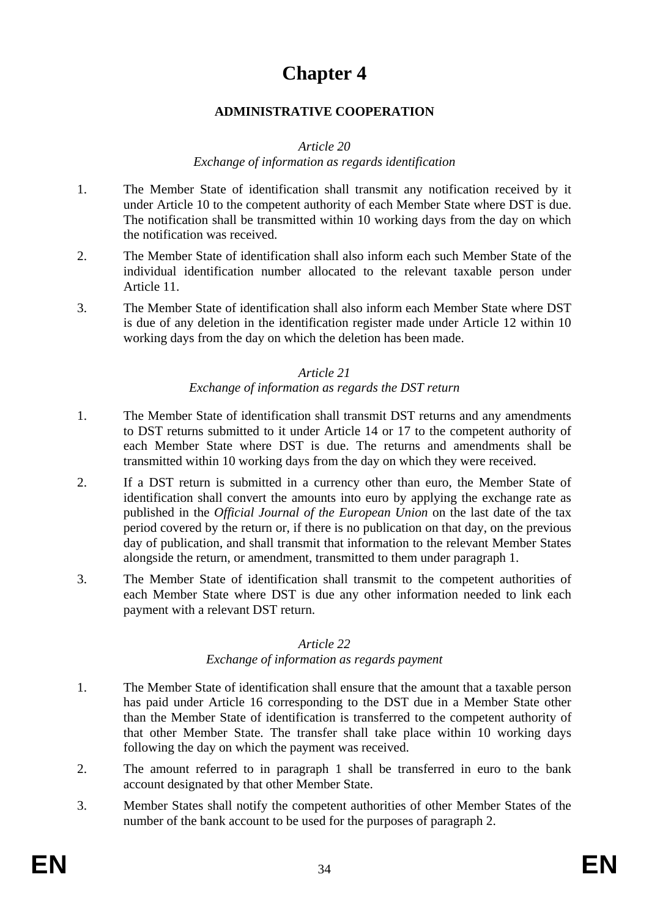# Chapter 4

## ADMINISTRATIVE COOPERATION

*Article 20*

*Exchange of information as regards identification*

1. The Member State of identification shall transmit any notification received by it under Article 10 to the competent authority of each Member State where DST is due. The notification shall be transmitted within 10 working days from the day on which the notification was received.

2. The Member State of identification shall also inform each such Member State of the individual identification number allocated to the relevant taxable person under Article 11.

3. The Member State of identification shall also inform each Member State where DST is due of any deletion in the identification register made under Article 12 within 10 working days from the day on which the deletion has been made.

*Article 21*

*Exchange of information as regards the DST return*

1. The Member State of identification shall transmit DST returns and any amendments to DST returns submitted to it under Article 14 or 17 to the competent authority of each Member State where DST is due. The returns and amendments shall be transmitted within 10 working days from the day on which they were received.

2. If a DST return is submitted in a currency other than euro, the Member State of identification shall convert the amounts into euro by applying the exchange rate as published in the *Official Journal of the European Union* on the last date of the tax period covered by the return or, if there is no publication on that day, on the previous day of publication, and shall transmit that information to the relevant Member States alongside the return, or amendment, transmitted to them under paragraph 1.

3. The Member State of identification shall transmit to the competent authorities of each Member State where DST is due any other information needed to link each payment with a relevant DST return.

*Article 22*

*Exchange of information as regards payment*

1. The Member State of identification shall ensure that the amount that a taxable person has paid under Article 16 corresponding to the DST due in a Member State other than the Member State of identification is transferred to the competent authority of that other Member State. The transfer shall take place within 10 working days following the day on which the payment was received.

2. The amount referred to in paragraph 1 shall be transferred in euro to the bank account designated by that other Member State.

3. Member States shall notify the competent authorities of other Member States of the number of the bank account to be used for the purposes of paragraph 2.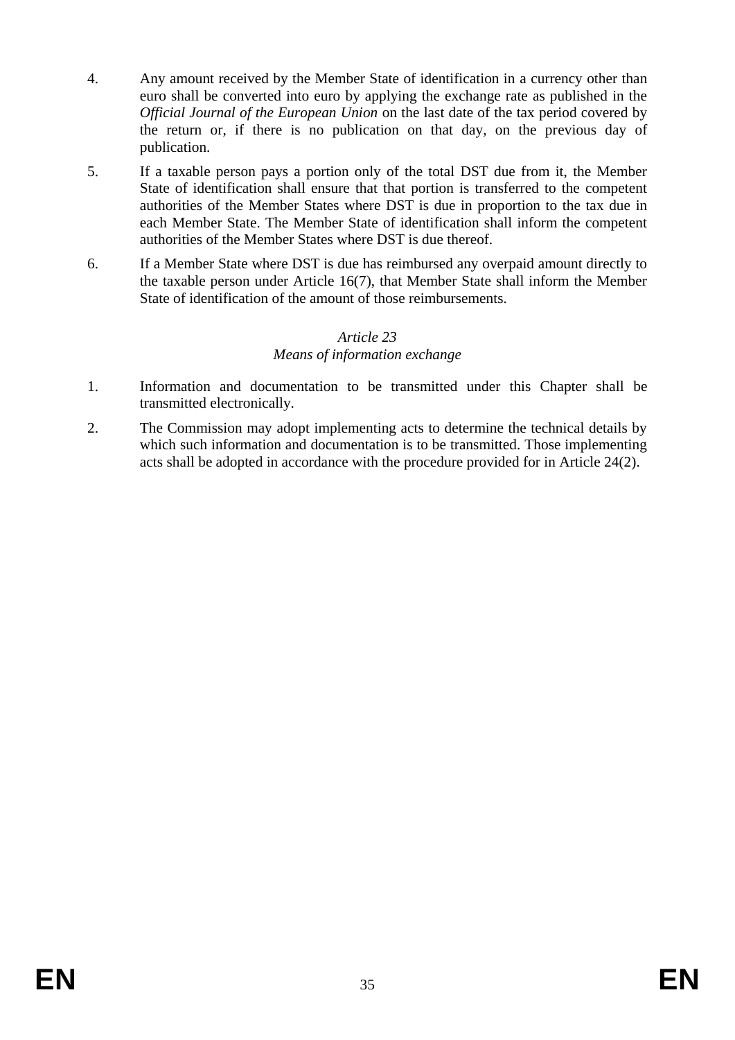4. Any amount received by the Member State of identification in a currency other than euro shall be converted into euro by applying the exchange rate as published in the *Official Journal of the European Union* on the last date of the tax period covered by the return or, if there is no publication on that day, on the previous day of publication.

5. If a taxable person pays a portion only of the total DST due from it, the Member State of identification shall ensure that that portion is transferred to the competent authorities of the Member States where DST is due in proportion to the tax due in each Member State. The Member State of identification shall inform the competent authorities of the Member States where DST is due thereof.

6. If a Member State where DST is due has reimbursed any overpaid amount directly to the taxable person under Article 16(7), that Member State shall inform the Member State of identification of the amount of those reimbursements.

*Article 23*
*Means of information exchange*

1. Information and documentation to be transmitted under this Chapter shall be transmitted electronically.

2. The Commission may adopt implementing acts to determine the technical details by which such information and documentation is to be transmitted. Those implementing acts shall be adopted in accordance with the procedure provided for in Article 24(2).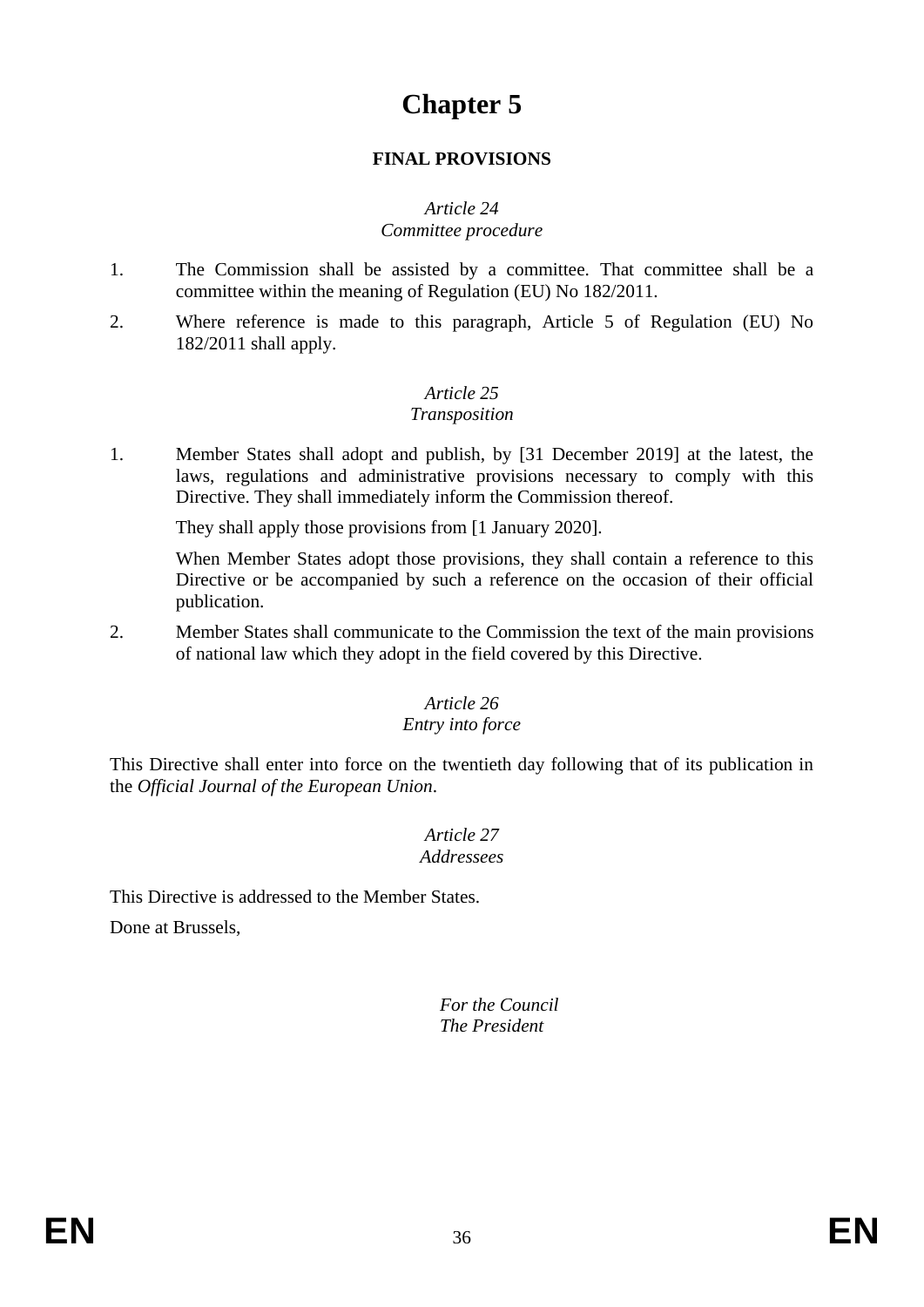# Chapter 5

## FINAL PROVISIONS

*Article 24*
*Committee procedure*

1. The Commission shall be assisted by a committee. That committee shall be a committee within the meaning of Regulation (EU) No 182/2011.

2. Where reference is made to this paragraph, Article 5 of Regulation (EU) No 182/2011 shall apply.

*Article 25*
*Transposition*

1. Member States shall adopt and publish, by [31 December 2019] at the latest, the laws, regulations and administrative provisions necessary to comply with this Directive. They shall immediately inform the Commission thereof.

   They shall apply those provisions from [1 January 2020].

   When Member States adopt those provisions, they shall contain a reference to this Directive or be accompanied by such a reference on the occasion of their official publication.

2. Member States shall communicate to the Commission the text of the main provisions of national law which they adopt in the field covered by this Directive.

*Article 26*
*Entry into force*

This Directive shall enter into force on the twentieth day following that of its publication in the *Official Journal of the European Union*.

*Article 27*
*Addressees*

This Directive is addressed to the Member States.

Done at Brussels,

*For the Council*
*The President*